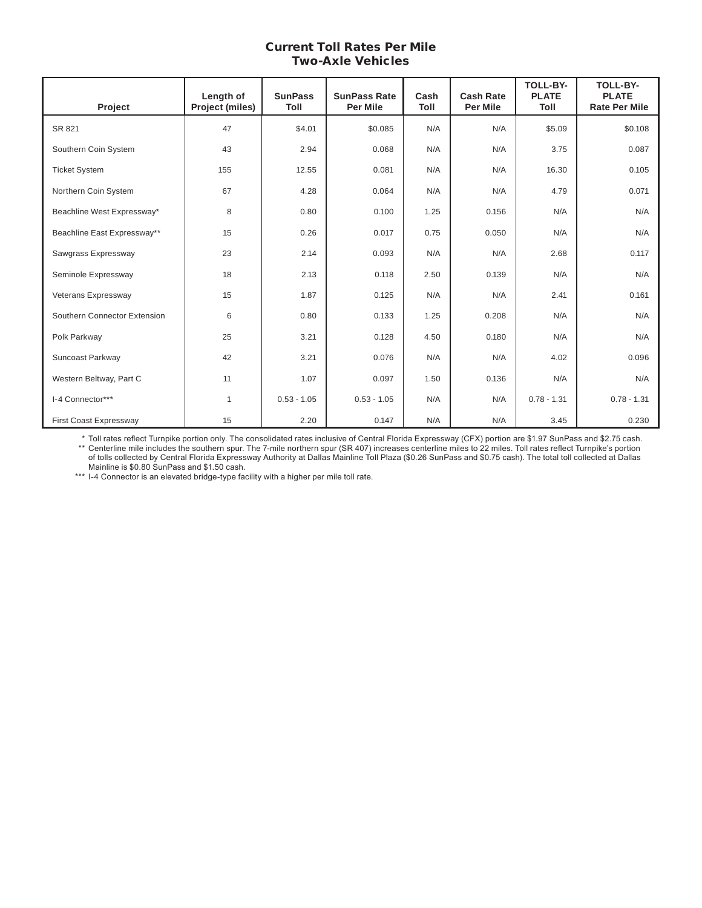## Current Toll Rates Per Mile
## Two-Axle Vehicles

| Project | Length of Project (miles) | SunPass Toll | SunPass Rate Per Mile | Cash Toll | Cash Rate Per Mile | TOLL-BY-PLATE Toll | TOLL-BY-PLATE Rate Per Mile |
|---|---|---|---|---|---|---|---|
| SR 821 | 47 | $4.01 | $0.085 | N/A | N/A | $5.09 | $0.108 |
| Southern Coin System | 43 | 2.94 | 0.068 | N/A | N/A | 3.75 | 0.087 |
| Ticket System | 155 | 12.55 | 0.081 | N/A | N/A | 16.30 | 0.105 |
| Northern Coin System | 67 | 4.28 | 0.064 | N/A | N/A | 4.79 | 0.071 |
| Beachline West Expressway* | 8 | 0.80 | 0.100 | 1.25 | 0.156 | N/A | N/A |
| Beachline East Expressway** | 15 | 0.26 | 0.017 | 0.75 | 0.050 | N/A | N/A |
| Sawgrass Expressway | 23 | 2.14 | 0.093 | N/A | N/A | 2.68 | 0.117 |
| Seminole Expressway | 18 | 2.13 | 0.118 | 2.50 | 0.139 | N/A | N/A |
| Veterans Expressway | 15 | 1.87 | 0.125 | N/A | N/A | 2.41 | 0.161 |
| Southern Connector Extension | 6 | 0.80 | 0.133 | 1.25 | 0.208 | N/A | N/A |
| Polk Parkway | 25 | 3.21 | 0.128 | 4.50 | 0.180 | N/A | N/A |
| Suncoast Parkway | 42 | 3.21 | 0.076 | N/A | N/A | 4.02 | 0.096 |
| Western Beltway, Part C | 11 | 1.07 | 0.097 | 1.50 | 0.136 | N/A | N/A |
| I-4 Connector*** | 1 | 0.53 - 1.05 | 0.53 - 1.05 | N/A | N/A | 0.78 - 1.31 | 0.78 - 1.31 |
| First Coast Expressway | 15 | 2.20 | 0.147 | N/A | N/A | 3.45 | 0.230 |

\* Toll rates reflect Turnpike portion only. The consolidated rates inclusive of Central Florida Expressway (CFX) portion are $1.97 SunPass and $2.75 cash.

\*\* Centerline mile includes the southern spur. The 7-mile northern spur (SR 407) increases centerline miles to 22 miles. Toll rates reflect Turnpike's portion of tolls collected by Central Florida Expressway Authority at Dallas Mainline Toll Plaza ($0.26 SunPass and $0.75 cash). The total toll collected at Dallas Mainline is $0.80 SunPass and $1.50 cash.

\*\*\* I-4 Connector is an elevated bridge-type facility with a higher per mile toll rate.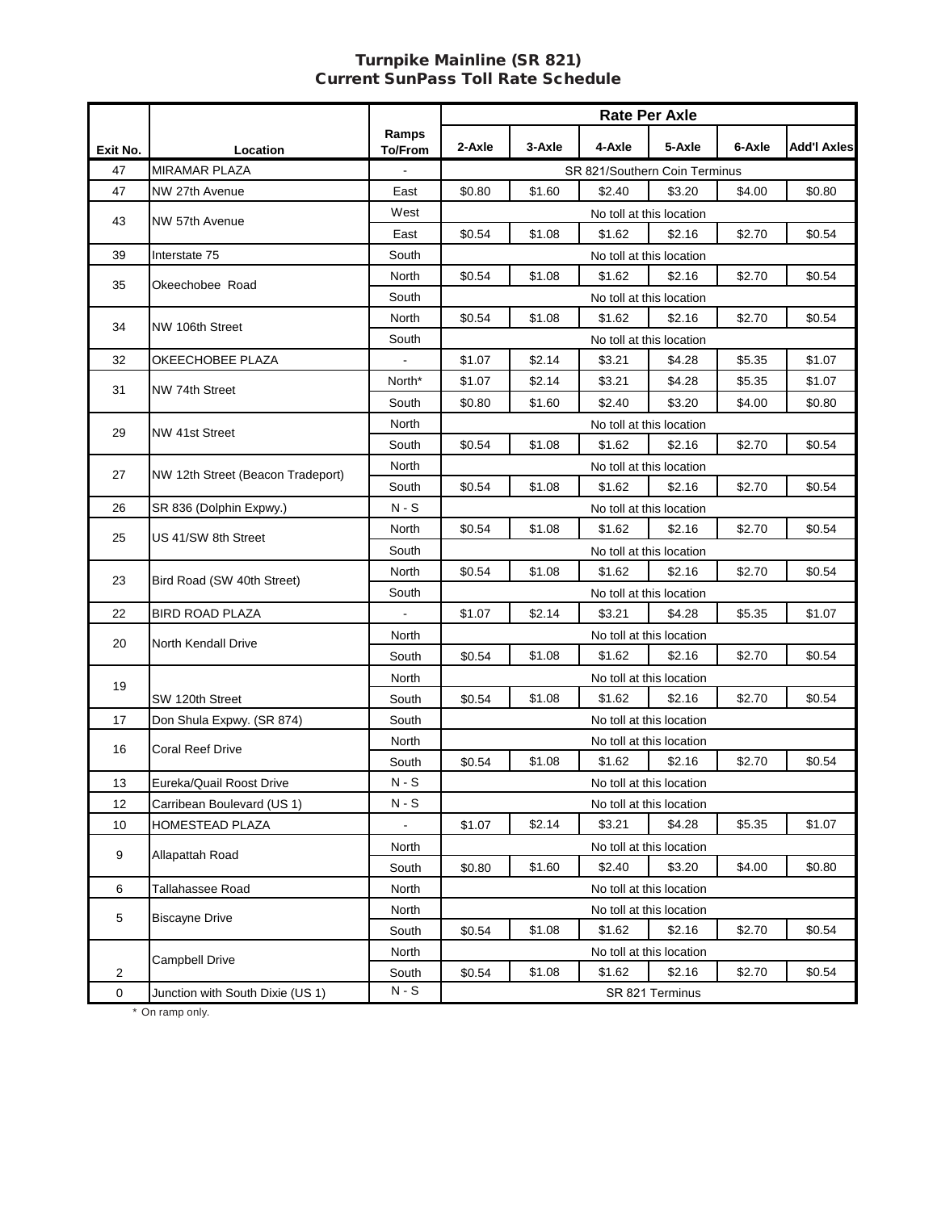# Turnpike Mainline (SR 821)
## Current SunPass Toll Rate Schedule

| Exit No. | Location | Ramps To/From | Rate Per Axle 2-Axle | 3-Axle | 4-Axle | 5-Axle | 6-Axle | Add'l Axles |
|---|---|---|---|---|---|---|---|---|
| 47 | MIRAMAR PLAZA | - | SR 821/Southern Coin Terminus | | | | | |
| 47 | NW 27th Avenue | East | $0.80 | $1.60 | $2.40 | $3.20 | $4.00 | $0.80 |
| 43 | NW 57th Avenue | West | No toll at this location | | | | | |
| | | East | $0.54 | $1.08 | $1.62 | $2.16 | $2.70 | $0.54 |
| 39 | Interstate 75 | South | No toll at this location | | | | | |
| 35 | Okeechobee Road | North | $0.54 | $1.08 | $1.62 | $2.16 | $2.70 | $0.54 |
| | | South | No toll at this location | | | | | |
| 34 | NW 106th Street | North | $0.54 | $1.08 | $1.62 | $2.16 | $2.70 | $0.54 |
| | | South | No toll at this location | | | | | |
| 32 | OKEECHOBEE PLAZA | - | $1.07 | $2.14 | $3.21 | $4.28 | $5.35 | $1.07 |
| 31 | NW 74th Street | North* | $1.07 | $2.14 | $3.21 | $4.28 | $5.35 | $1.07 |
| | | South | $0.80 | $1.60 | $2.40 | $3.20 | $4.00 | $0.80 |
| 29 | NW 41st Street | North | No toll at this location | | | | | |
| | | South | $0.54 | $1.08 | $1.62 | $2.16 | $2.70 | $0.54 |
| 27 | NW 12th Street (Beacon Tradeport) | North | No toll at this location | | | | | |
| | | South | $0.54 | $1.08 | $1.62 | $2.16 | $2.70 | $0.54 |
| 26 | SR 836 (Dolphin Expwy.) | N - S | No toll at this location | | | | | |
| 25 | US 41/SW 8th Street | North | $0.54 | $1.08 | $1.62 | $2.16 | $2.70 | $0.54 |
| | | South | No toll at this location | | | | | |
| 23 | Bird Road (SW 40th Street) | North | $0.54 | $1.08 | $1.62 | $2.16 | $2.70 | $0.54 |
| | | South | No toll at this location | | | | | |
| 22 | BIRD ROAD PLAZA | - | $1.07 | $2.14 | $3.21 | $4.28 | $5.35 | $1.07 |
| 20 | North Kendall Drive | North | No toll at this location | | | | | |
| | | South | $0.54 | $1.08 | $1.62 | $2.16 | $2.70 | $0.54 |
| 19 | SW 120th Street | North | No toll at this location | | | | | |
| | | South | $0.54 | $1.08 | $1.62 | $2.16 | $2.70 | $0.54 |
| 17 | Don Shula Expwy. (SR 874) | South | No toll at this location | | | | | |
| 16 | Coral Reef Drive | North | No toll at this location | | | | | |
| | | South | $0.54 | $1.08 | $1.62 | $2.16 | $2.70 | $0.54 |
| 13 | Eureka/Quail Roost Drive | N - S | No toll at this location | | | | | |
| 12 | Carribean Boulevard (US 1) | N - S | No toll at this location | | | | | |
| 10 | HOMESTEAD PLAZA | - | $1.07 | $2.14 | $3.21 | $4.28 | $5.35 | $1.07 |
| 9 | Allapattah Road | North | No toll at this location | | | | | |
| | | South | $0.80 | $1.60 | $2.40 | $3.20 | $4.00 | $0.80 |
| 6 | Tallahassee Road | North | No toll at this location | | | | | |
| 5 | Biscayne Drive | North | No toll at this location | | | | | |
| | | South | $0.54 | $1.08 | $1.62 | $2.16 | $2.70 | $0.54 |
| 2 | Campbell Drive | North | No toll at this location | | | | | |
| | | South | $0.54 | $1.08 | $1.62 | $2.16 | $2.70 | $0.54 |
| 0 | Junction with South Dixie (US 1) | N - S | SR 821 Terminus | | | | | |

\* On ramp only.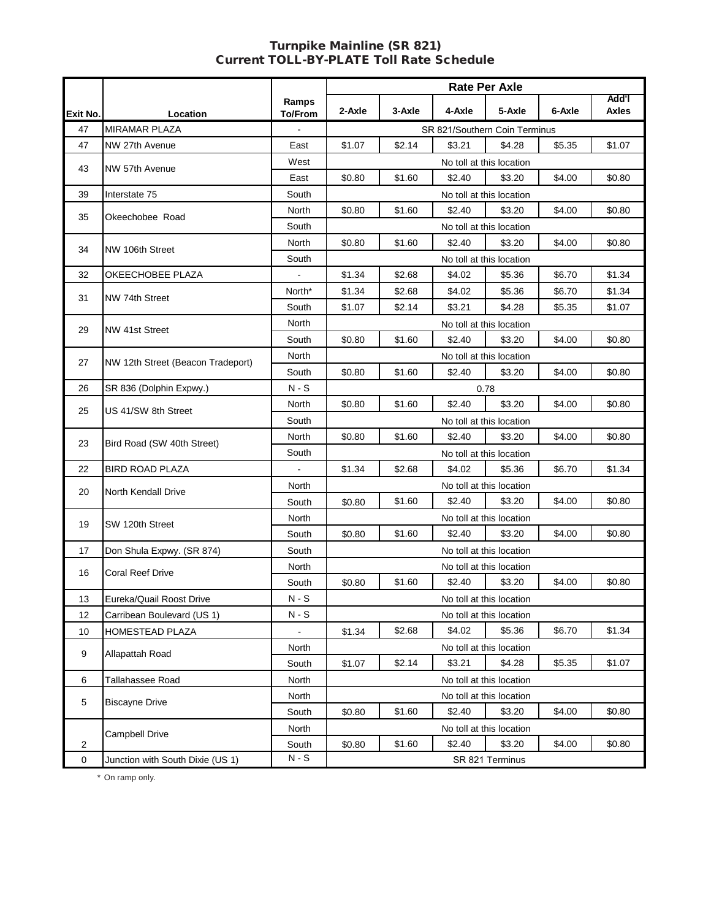# Turnpike Mainline (SR 821)
## Current TOLL-BY-PLATE Toll Rate Schedule

| Exit No. | Location | Ramps To/From | Rate Per Axle | | | | | |
|---|---|---|---|---|---|---|---|---|
| | | | 2-Axle | 3-Axle | 4-Axle | 5-Axle | 6-Axle | Add'l Axles |
| 47 | MIRAMAR PLAZA | - | SR 821/Southern Coin Terminus | | | | | |
| 47 | NW 27th Avenue | East | $1.07 | $2.14 | $3.21 | $4.28 | $5.35 | $1.07 |
| 43 | NW 57th Avenue | West | No toll at this location | | | | | |
| | | East | $0.80 | $1.60 | $2.40 | $3.20 | $4.00 | $0.80 |
| 39 | Interstate 75 | South | No toll at this location | | | | | |
| 35 | Okeechobee Road | North | $0.80 | $1.60 | $2.40 | $3.20 | $4.00 | $0.80 |
| | | South | No toll at this location | | | | | |
| 34 | NW 106th Street | North | $0.80 | $1.60 | $2.40 | $3.20 | $4.00 | $0.80 |
| | | South | No toll at this location | | | | | |
| 32 | OKEECHOBEE PLAZA | - | $1.34 | $2.68 | $4.02 | $5.36 | $6.70 | $1.34 |
| 31 | NW 74th Street | North* | $1.34 | $2.68 | $4.02 | $5.36 | $6.70 | $1.34 |
| | | South | $1.07 | $2.14 | $3.21 | $4.28 | $5.35 | $1.07 |
| 29 | NW 41st Street | North | No toll at this location | | | | | |
| | | South | $0.80 | $1.60 | $2.40 | $3.20 | $4.00 | $0.80 |
| 27 | NW 12th Street (Beacon Tradeport) | North | No toll at this location | | | | | |
| | | South | $0.80 | $1.60 | $2.40 | $3.20 | $4.00 | $0.80 |
| 26 | SR 836 (Dolphin Expwy.) | N - S | 0.78 | | | | | |
| 25 | US 41/SW 8th Street | North | $0.80 | $1.60 | $2.40 | $3.20 | $4.00 | $0.80 |
| | | South | No toll at this location | | | | | |
| 23 | Bird Road (SW 40th Street) | North | $0.80 | $1.60 | $2.40 | $3.20 | $4.00 | $0.80 |
| | | South | No toll at this location | | | | | |
| 22 | BIRD ROAD PLAZA | - | $1.34 | $2.68 | $4.02 | $5.36 | $6.70 | $1.34 |
| 20 | North Kendall Drive | North | No toll at this location | | | | | |
| | | South | $0.80 | $1.60 | $2.40 | $3.20 | $4.00 | $0.80 |
| 19 | SW 120th Street | North | No toll at this location | | | | | |
| | | South | $0.80 | $1.60 | $2.40 | $3.20 | $4.00 | $0.80 |
| 17 | Don Shula Expwy. (SR 874) | South | No toll at this location | | | | | |
| 16 | Coral Reef Drive | North | No toll at this location | | | | | |
| | | South | $0.80 | $1.60 | $2.40 | $3.20 | $4.00 | $0.80 |
| 13 | Eureka/Quail Roost Drive | N - S | No toll at this location | | | | | |
| 12 | Carribean Boulevard (US 1) | N - S | No toll at this location | | | | | |
| 10 | HOMESTEAD PLAZA | - | $1.34 | $2.68 | $4.02 | $5.36 | $6.70 | $1.34 |
| 9 | Allapattah Road | North | No toll at this location | | | | | |
| | | South | $1.07 | $2.14 | $3.21 | $4.28 | $5.35 | $1.07 |
| 6 | Tallahassee Road | North | No toll at this location | | | | | |
| 5 | Biscayne Drive | North | No toll at this location | | | | | |
| | | South | $0.80 | $1.60 | $2.40 | $3.20 | $4.00 | $0.80 |
| 2 | Campbell Drive | North | No toll at this location | | | | | |
| | | South | $0.80 | $1.60 | $2.40 | $3.20 | $4.00 | $0.80 |
| 0 | Junction with South Dixie (US 1) | N - S | SR 821 Terminus | | | | | |

\* On ramp only.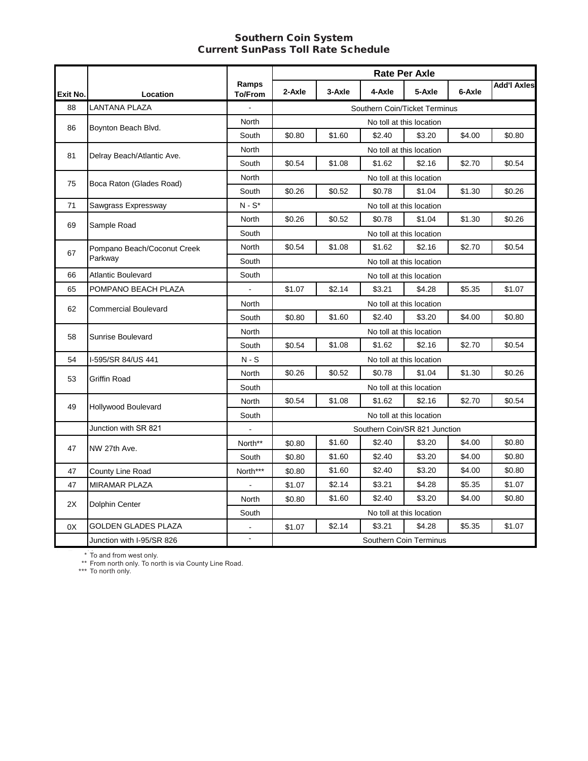# Southern Coin System
## Current SunPass Toll Rate Schedule

| Exit No. | Location | Ramps To/From | Rate Per Axle 2-Axle | 3-Axle | 4-Axle | 5-Axle | 6-Axle | Add'l Axles |
|---|---|---|---|---|---|---|---|---|
| 88 | LANTANA PLAZA | - | Southern Coin/Ticket Terminus | | | | | |
| 86 | Boynton Beach Blvd. | North | No toll at this location | | | | | |
| | | South | $0.80 | $1.60 | $2.40 | $3.20 | $4.00 | $0.80 |
| 81 | Delray Beach/Atlantic Ave. | North | No toll at this location | | | | | |
| | | South | $0.54 | $1.08 | $1.62 | $2.16 | $2.70 | $0.54 |
| 75 | Boca Raton (Glades Road) | North | No toll at this location | | | | | |
| | | South | $0.26 | $0.52 | $0.78 | $1.04 | $1.30 | $0.26 |
| 71 | Sawgrass Expressway | N - S* | No toll at this location | | | | | |
| 69 | Sample Road | North | $0.26 | $0.52 | $0.78 | $1.04 | $1.30 | $0.26 |
| | | South | No toll at this location | | | | | |
| 67 | Pompano Beach/Coconut Creek Parkway | North | $0.54 | $1.08 | $1.62 | $2.16 | $2.70 | $0.54 |
| | | South | No toll at this location | | | | | |
| 66 | Atlantic Boulevard | South | No toll at this location | | | | | |
| 65 | POMPANO BEACH PLAZA | - | $1.07 | $2.14 | $3.21 | $4.28 | $5.35 | $1.07 |
| 62 | Commercial Boulevard | North | No toll at this location | | | | | |
| | | South | $0.80 | $1.60 | $2.40 | $3.20 | $4.00 | $0.80 |
| 58 | Sunrise Boulevard | North | No toll at this location | | | | | |
| | | South | $0.54 | $1.08 | $1.62 | $2.16 | $2.70 | $0.54 |
| 54 | I-595/SR 84/US 441 | N - S | No toll at this location | | | | | |
| 53 | Griffin Road | North | $0.26 | $0.52 | $0.78 | $1.04 | $1.30 | $0.26 |
| | | South | No toll at this location | | | | | |
| 49 | Hollywood Boulevard | North | $0.54 | $1.08 | $1.62 | $2.16 | $2.70 | $0.54 |
| | | South | No toll at this location | | | | | |
| | Junction with SR 821 | - | Southern Coin/SR 821 Junction | | | | | |
| 47 | NW 27th Ave. | North** | $0.80 | $1.60 | $2.40 | $3.20 | $4.00 | $0.80 |
| | | South | $0.80 | $1.60 | $2.40 | $3.20 | $4.00 | $0.80 |
| 47 | County Line Road | North*** | $0.80 | $1.60 | $2.40 | $3.20 | $4.00 | $0.80 |
| 47 | MIRAMAR PLAZA | - | $1.07 | $2.14 | $3.21 | $4.28 | $5.35 | $1.07 |
| 2X | Dolphin Center | North | $0.80 | $1.60 | $2.40 | $3.20 | $4.00 | $0.80 |
| | | South | No toll at this location | | | | | |
| 0X | GOLDEN GLADES PLAZA | - | $1.07 | $2.14 | $3.21 | $4.28 | $5.35 | $1.07 |
| | Junction with I-95/SR 826 | - | Southern Coin Terminus | | | | | |

\* To and from west only.
\** From north only. To north is via County Line Road.
\*** To north only.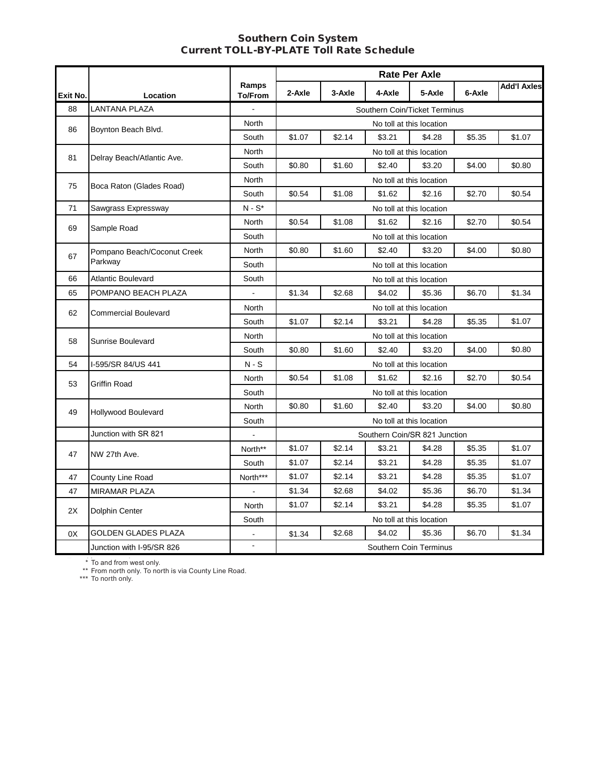## Southern Coin System
## Current TOLL-BY-PLATE Toll Rate Schedule

| Exit No. | Location | Ramps To/From | Rate Per Axle 2-Axle | 3-Axle | 4-Axle | 5-Axle | 6-Axle | Add'l Axles |
|---|---|---|---|---|---|---|---|---|
| 88 | LANTANA PLAZA | - | Southern Coin/Ticket Terminus | | | | | |
| 86 | Boynton Beach Blvd. | North | No toll at this location | | | | | |
| | | South | $1.07 | $2.14 | $3.21 | $4.28 | $5.35 | $1.07 |
| 81 | Delray Beach/Atlantic Ave. | North | No toll at this location | | | | | |
| | | South | $0.80 | $1.60 | $2.40 | $3.20 | $4.00 | $0.80 |
| 75 | Boca Raton (Glades Road) | North | No toll at this location | | | | | |
| | | South | $0.54 | $1.08 | $1.62 | $2.16 | $2.70 | $0.54 |
| 71 | Sawgrass Expressway | N - S* | No toll at this location | | | | | |
| 69 | Sample Road | North | $0.54 | $1.08 | $1.62 | $2.16 | $2.70 | $0.54 |
| | | South | No toll at this location | | | | | |
| 67 | Pompano Beach/Coconut Creek Parkway | North | $0.80 | $1.60 | $2.40 | $3.20 | $4.00 | $0.80 |
| | | South | No toll at this location | | | | | |
| 66 | Atlantic Boulevard | South | No toll at this location | | | | | |
| 65 | POMPANO BEACH PLAZA | - | $1.34 | $2.68 | $4.02 | $5.36 | $6.70 | $1.34 |
| 62 | Commercial Boulevard | North | No toll at this location | | | | | |
| | | South | $1.07 | $2.14 | $3.21 | $4.28 | $5.35 | $1.07 |
| 58 | Sunrise Boulevard | North | No toll at this location | | | | | |
| | | South | $0.80 | $1.60 | $2.40 | $3.20 | $4.00 | $0.80 |
| 54 | I-595/SR 84/US 441 | N - S | No toll at this location | | | | | |
| 53 | Griffin Road | North | $0.54 | $1.08 | $1.62 | $2.16 | $2.70 | $0.54 |
| | | South | No toll at this location | | | | | |
| 49 | Hollywood Boulevard | North | $0.80 | $1.60 | $2.40 | $3.20 | $4.00 | $0.80 |
| | | South | No toll at this location | | | | | |
| | Junction with SR 821 | - | Southern Coin/SR 821 Junction | | | | | |
| 47 | NW 27th Ave. | North** | $1.07 | $2.14 | $3.21 | $4.28 | $5.35 | $1.07 |
| | | South | $1.07 | $2.14 | $3.21 | $4.28 | $5.35 | $1.07 |
| 47 | County Line Road | North*** | $1.07 | $2.14 | $3.21 | $4.28 | $5.35 | $1.07 |
| 47 | MIRAMAR PLAZA | - | $1.34 | $2.68 | $4.02 | $5.36 | $6.70 | $1.34 |
| 2X | Dolphin Center | North | $1.07 | $2.14 | $3.21 | $4.28 | $5.35 | $1.07 |
| | | South | No toll at this location | | | | | |
| 0X | GOLDEN GLADES PLAZA | - | $1.34 | $2.68 | $4.02 | $5.36 | $6.70 | $1.34 |
| | Junction with I-95/SR 826 | - | Southern Coin Terminus | | | | | |

\* To and from west only.
\** From north only. To north is via County Line Road.
\*** To north only.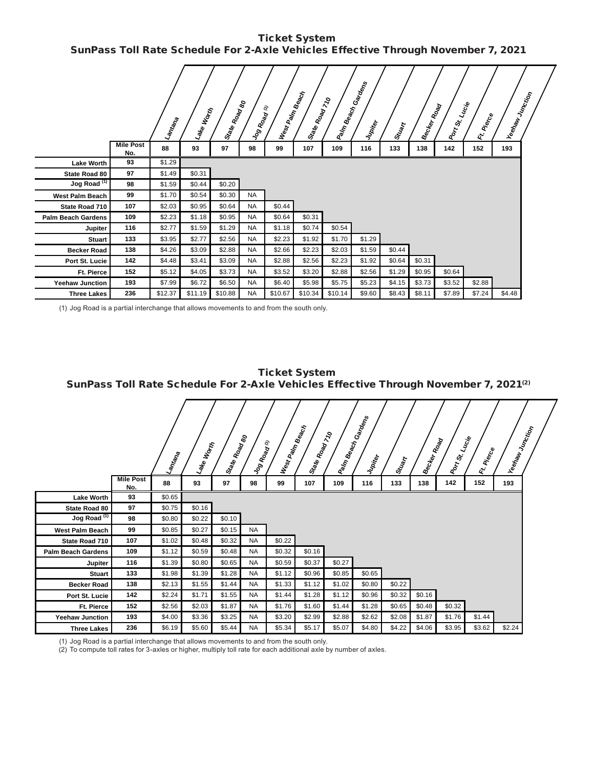## Ticket System

## SunPass Toll Rate Schedule For 2-Axle Vehicles Effective Through November 7, 2021

| | Mile Post No. | Lantana 88 | Lake Worth 93 | State Road 80 97 | Jog Road (1) 98 | West Palm Beach 99 | State Road 710 107 | Palm Beach Gardens 109 | Jupiter 116 | Stuart 133 | Becker Road 138 | Port St. Lucie 142 | Ft. Pierce 152 | Yeehaw Junction 193 |
|---|---|---|---|---|---|---|---|---|---|---|---|---|---|---|
| Lake Worth | 93 | $1.29 | | | | | | | | | | | | |
| State Road 80 | 97 | $1.49 | $0.31 | | | | | | | | | | | |
| Jog Road (1) | 98 | $1.59 | $0.44 | $0.20 | | | | | | | | | | |
| West Palm Beach | 99 | $1.70 | $0.54 | $0.30 | NA | | | | | | | | | |
| State Road 710 | 107 | $2.03 | $0.95 | $0.64 | NA | $0.44 | | | | | | | | |
| Palm Beach Gardens | 109 | $2.23 | $1.18 | $0.95 | NA | $0.64 | $0.31 | | | | | | | |
| Jupiter | 116 | $2.77 | $1.59 | $1.29 | NA | $1.18 | $0.74 | $0.54 | | | | | | |
| Stuart | 133 | $3.95 | $2.77 | $2.56 | NA | $2.23 | $1.92 | $1.70 | $1.29 | | | | | |
| Becker Road | 138 | $4.26 | $3.09 | $2.88 | NA | $2.66 | $2.23 | $2.03 | $1.59 | $0.44 | | | | |
| Port St. Lucie | 142 | $4.48 | $3.41 | $3.09 | NA | $2.88 | $2.56 | $2.23 | $1.92 | $0.64 | $0.31 | | | |
| Ft. Pierce | 152 | $5.12 | $4.05 | $3.73 | NA | $3.52 | $3.20 | $2.88 | $2.56 | $1.29 | $0.95 | $0.64 | | |
| Yeehaw Junction | 193 | $7.99 | $6.72 | $6.50 | NA | $6.40 | $5.98 | $5.75 | $5.23 | $4.15 | $3.73 | $3.52 | $2.88 | |
| Three Lakes | 236 | $12.37 | $11.19 | $10.88 | NA | $10.67 | $10.34 | $10.14 | $9.60 | $8.43 | $8.11 | $7.89 | $7.24 | $4.48 |

(1) Jog Road is a partial interchange that allows movements to and from the south only.

## Ticket System

## SunPass Toll Rate Schedule For 2-Axle Vehicles Effective Through November 7, 2021(2)

| | Mile Post No. | Lantana 88 | Lake Worth 93 | State Road 80 97 | Jog Road (1) 98 | West Palm Beach 99 | State Road 710 107 | Palm Beach Gardens 109 | Jupiter 116 | Stuart 133 | Becker Road 138 | Port St. Lucie 142 | Ft. Pierce 152 | Yeehaw Junction 193 |
|---|---|---|---|---|---|---|---|---|---|---|---|---|---|---|
| Lake Worth | 93 | $0.65 | | | | | | | | | | | | |
| State Road 80 | 97 | $0.75 | $0.16 | | | | | | | | | | | |
| Jog Road (1) | 98 | $0.80 | $0.22 | $0.10 | | | | | | | | | | |
| West Palm Beach | 99 | $0.85 | $0.27 | $0.15 | NA | | | | | | | | | |
| State Road 710 | 107 | $1.02 | $0.48 | $0.32 | NA | $0.22 | | | | | | | | |
| Palm Beach Gardens | 109 | $1.12 | $0.59 | $0.48 | NA | $0.32 | $0.16 | | | | | | | |
| Jupiter | 116 | $1.39 | $0.80 | $0.65 | NA | $0.59 | $0.37 | $0.27 | | | | | | |
| Stuart | 133 | $1.98 | $1.39 | $1.28 | NA | $1.12 | $0.96 | $0.85 | $0.65 | | | | | |
| Becker Road | 138 | $2.13 | $1.55 | $1.44 | NA | $1.33 | $1.12 | $1.02 | $0.80 | $0.22 | | | | |
| Port St. Lucie | 142 | $2.24 | $1.71 | $1.55 | NA | $1.44 | $1.28 | $1.12 | $0.96 | $0.32 | $0.16 | | | |
| Ft. Pierce | 152 | $2.56 | $2.03 | $1.87 | NA | $1.76 | $1.60 | $1.44 | $1.28 | $0.65 | $0.48 | $0.32 | | |
| Yeehaw Junction | 193 | $4.00 | $3.36 | $3.25 | NA | $3.20 | $2.99 | $2.88 | $2.62 | $2.08 | $1.87 | $1.76 | $1.44 | |
| Three Lakes | 236 | $6.19 | $5.60 | $5.44 | NA | $5.34 | $5.17 | $5.07 | $4.80 | $4.22 | $4.06 | $3.95 | $3.62 | $2.24 |

(1) Jog Road is a partial interchange that allows movements to and from the south only.
(2) To compute toll rates for 3-axles or higher, multiply toll rate for each additional axle by number of axles.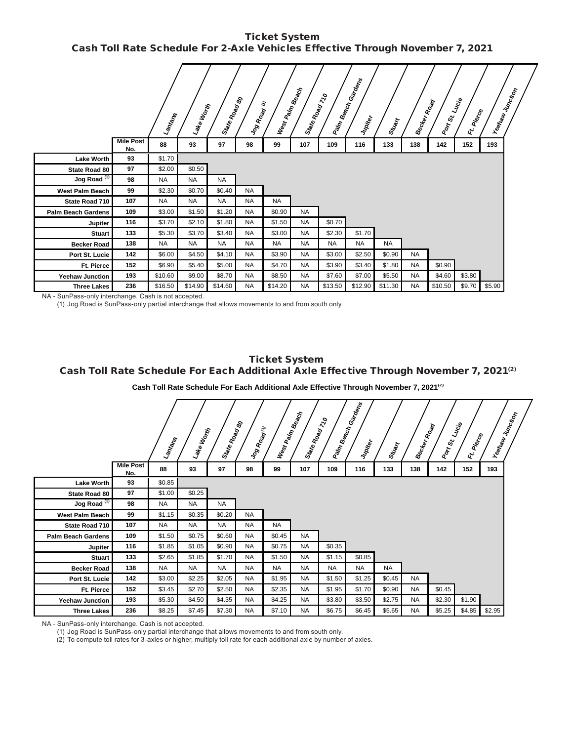## Ticket System
## Cash Toll Rate Schedule For 2-Axle Vehicles Effective Through November 7, 2021

| | | Lantana | Lake Worth | State Road 80 | Jog Road (1) | West Palm Beach | State Road 710 | Palm Beach Gardens | Jupiter | Stuart | Becker Road | Port St. Lucie | Ft. Pierce | Yeehaw Junction |
|---|---|---|---|---|---|---|---|---|---|---|---|---|---|---|
| | **Mile Post No.** | **88** | **93** | **97** | **98** | **99** | **107** | **109** | **116** | **133** | **138** | **142** | **152** | **193** |
| **Lake Worth** | **93** | $1.70 | | | | | | | | | | | | |
| **State Road 80** | **97** | $2.00 | $0.50 | | | | | | | | | | | |
| **Jog Road (1)** | **98** | NA | NA | NA | | | | | | | | | | |
| **West Palm Beach** | **99** | $2.30 | $0.70 | $0.40 | NA | | | | | | | | | |
| **State Road 710** | **107** | NA | NA | NA | NA | NA | | | | | | | | |
| **Palm Beach Gardens** | **109** | $3.00 | $1.50 | $1.20 | NA | $0.90 | NA | | | | | | | |
| **Jupiter** | **116** | $3.70 | $2.10 | $1.80 | NA | $1.50 | NA | $0.70 | | | | | | |
| **Stuart** | **133** | $5.30 | $3.70 | $3.40 | NA | $3.00 | NA | $2.30 | $1.70 | | | | | |
| **Becker Road** | **138** | NA | NA | NA | NA | NA | NA | NA | NA | NA | | | | |
| **Port St. Lucie** | **142** | $6.00 | $4.50 | $4.10 | NA | $3.90 | NA | $3.00 | $2.50 | $0.90 | NA | | | |
| **Ft. Pierce** | **152** | $6.90 | $5.40 | $5.00 | NA | $4.70 | NA | $3.90 | $3.40 | $1.80 | NA | $0.90 | | |
| **Yeehaw Junction** | **193** | $10.60 | $9.00 | $8.70 | NA | $8.50 | NA | $7.60 | $7.00 | $5.50 | NA | $4.60 | $3.80 | |
| **Three Lakes** | **236** | $16.50 | $14.90 | $14.60 | NA | $14.20 | NA | $13.50 | $12.90 | $11.30 | NA | $10.50 | $9.70 | $5.90 |

NA - SunPass-only interchange. Cash is not accepted.

(1) Jog Road is SunPass-only partial interchange that allows movements to and from south only.

## Ticket System
## Cash Toll Rate Schedule For Each Additional Axle Effective Through November 7, 2021(2)

**Cash Toll Rate Schedule For Each Additional Axle Effective Through November 7, 2021(2)**

| | | Lantana | Lake Worth | State Road 80 | Jog Road (1) | West Palm Beach | State Road 710 | Palm Beach Gardens | Jupiter | Stuart | Becker Road | Port St. Lucie | Ft. Pierce | Yeehaw Junction |
|---|---|---|---|---|---|---|---|---|---|---|---|---|---|---|
| | **Mile Post No.** | **88** | **93** | **97** | **98** | **99** | **107** | **109** | **116** | **133** | **138** | **142** | **152** | **193** |
| **Lake Worth** | **93** | $0.85 | | | | | | | | | | | | |
| **State Road 80** | **97** | $1.00 | $0.25 | | | | | | | | | | | |
| **Jog Road (1)** | **98** | NA | NA | NA | | | | | | | | | | |
| **West Palm Beach** | **99** | $1.15 | $0.35 | $0.20 | NA | | | | | | | | | |
| **State Road 710** | **107** | NA | NA | NA | NA | NA | | | | | | | | |
| **Palm Beach Gardens** | **109** | $1.50 | $0.75 | $0.60 | NA | $0.45 | NA | | | | | | | |
| **Jupiter** | **116** | $1.85 | $1.05 | $0.90 | NA | $0.75 | NA | $0.35 | | | | | | |
| **Stuart** | **133** | $2.65 | $1.85 | $1.70 | NA | $1.50 | NA | $1.15 | $0.85 | | | | | |
| **Becker Road** | **138** | NA | NA | NA | NA | NA | NA | NA | NA | NA | | | | |
| **Port St. Lucie** | **142** | $3.00 | $2.25 | $2.05 | NA | $1.95 | NA | $1.50 | $1.25 | $0.45 | NA | | | |
| **Ft. Pierce** | **152** | $3.45 | $2.70 | $2.50 | NA | $2.35 | NA | $1.95 | $1.70 | $0.90 | NA | $0.45 | | |
| **Yeehaw Junction** | **193** | $5.30 | $4.50 | $4.35 | NA | $4.25 | NA | $3.80 | $3.50 | $2.75 | NA | $2.30 | $1.90 | |
| **Three Lakes** | **236** | $8.25 | $7.45 | $7.30 | NA | $7.10 | NA | $6.75 | $6.45 | $5.65 | NA | $5.25 | $4.85 | $2.95 |

NA - SunPass-only interchange. Cash is not accepted.

(1) Jog Road is SunPass-only partial interchange that allows movements to and from south only.

(2) To compute toll rates for 3-axles or higher, multiply toll rate for each additional axle by number of axles.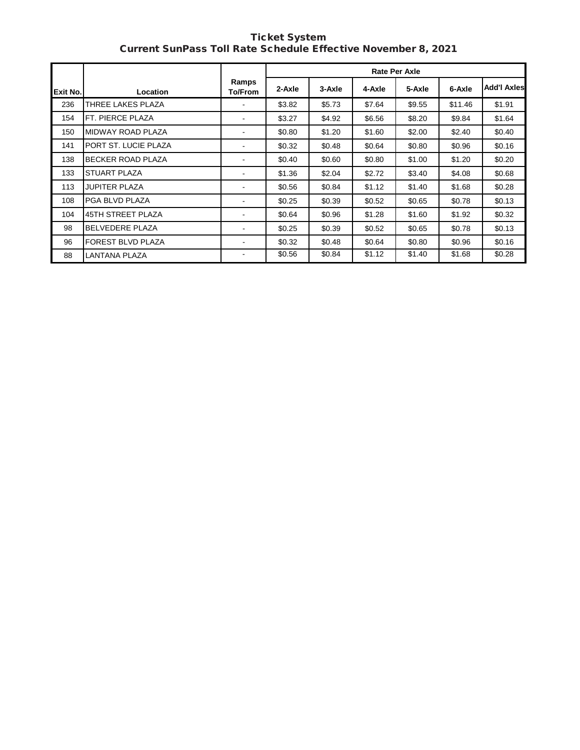# Ticket System
## Current SunPass Toll Rate Schedule Effective November 8, 2021

| Exit No. | Location | Ramps To/From | Rate Per Axle | | | | | |
|---|---|---|---|---|---|---|---|---|
| | | | 2-Axle | 3-Axle | 4-Axle | 5-Axle | 6-Axle | Add'l Axles |
| 236 | THREE LAKES PLAZA | - | $3.82 | $5.73 | $7.64 | $9.55 | $11.46 | $1.91 |
| 154 | FT. PIERCE PLAZA | - | $3.27 | $4.92 | $6.56 | $8.20 | $9.84 | $1.64 |
| 150 | MIDWAY ROAD PLAZA | - | $0.80 | $1.20 | $1.60 | $2.00 | $2.40 | $0.40 |
| 141 | PORT ST. LUCIE PLAZA | - | $0.32 | $0.48 | $0.64 | $0.80 | $0.96 | $0.16 |
| 138 | BECKER ROAD PLAZA | - | $0.40 | $0.60 | $0.80 | $1.00 | $1.20 | $0.20 |
| 133 | STUART PLAZA | - | $1.36 | $2.04 | $2.72 | $3.40 | $4.08 | $0.68 |
| 113 | JUPITER PLAZA | - | $0.56 | $0.84 | $1.12 | $1.40 | $1.68 | $0.28 |
| 108 | PGA BLVD PLAZA | - | $0.25 | $0.39 | $0.52 | $0.65 | $0.78 | $0.13 |
| 104 | 45TH STREET PLAZA | - | $0.64 | $0.96 | $1.28 | $1.60 | $1.92 | $0.32 |
| 98 | BELVEDERE PLAZA | - | $0.25 | $0.39 | $0.52 | $0.65 | $0.78 | $0.13 |
| 96 | FOREST BLVD PLAZA | - | $0.32 | $0.48 | $0.64 | $0.80 | $0.96 | $0.16 |
| 88 | LANTANA PLAZA | - | $0.56 | $0.84 | $1.12 | $1.40 | $1.68 | $0.28 |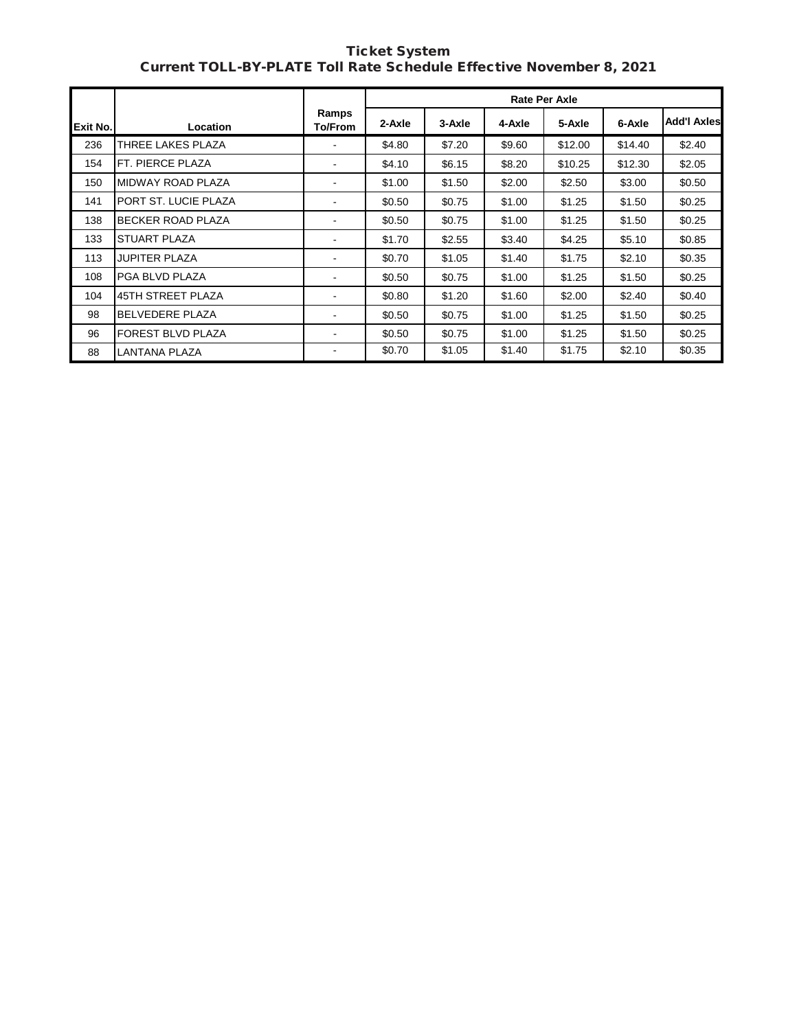# Ticket System

## Current TOLL-BY-PLATE Toll Rate Schedule Effective November 8, 2021

| Exit No. | Location | Ramps To/From | Rate Per Axle | | | | | |
|---|---|---|---|---|---|---|---|---|
| | | | 2-Axle | 3-Axle | 4-Axle | 5-Axle | 6-Axle | Add'l Axles |
| 236 | THREE LAKES PLAZA | - | $4.80 | $7.20 | $9.60 | $12.00 | $14.40 | $2.40 |
| 154 | FT. PIERCE PLAZA | - | $4.10 | $6.15 | $8.20 | $10.25 | $12.30 | $2.05 |
| 150 | MIDWAY ROAD PLAZA | - | $1.00 | $1.50 | $2.00 | $2.50 | $3.00 | $0.50 |
| 141 | PORT ST. LUCIE PLAZA | - | $0.50 | $0.75 | $1.00 | $1.25 | $1.50 | $0.25 |
| 138 | BECKER ROAD PLAZA | - | $0.50 | $0.75 | $1.00 | $1.25 | $1.50 | $0.25 |
| 133 | STUART PLAZA | - | $1.70 | $2.55 | $3.40 | $4.25 | $5.10 | $0.85 |
| 113 | JUPITER PLAZA | - | $0.70 | $1.05 | $1.40 | $1.75 | $2.10 | $0.35 |
| 108 | PGA BLVD PLAZA | - | $0.50 | $0.75 | $1.00 | $1.25 | $1.50 | $0.25 |
| 104 | 45TH STREET PLAZA | - | $0.80 | $1.20 | $1.60 | $2.00 | $2.40 | $0.40 |
| 98 | BELVEDERE PLAZA | - | $0.50 | $0.75 | $1.00 | $1.25 | $1.50 | $0.25 |
| 96 | FOREST BLVD PLAZA | - | $0.50 | $0.75 | $1.00 | $1.25 | $1.50 | $0.25 |
| 88 | LANTANA PLAZA | - | $0.70 | $1.05 | $1.40 | $1.75 | $2.10 | $0.35 |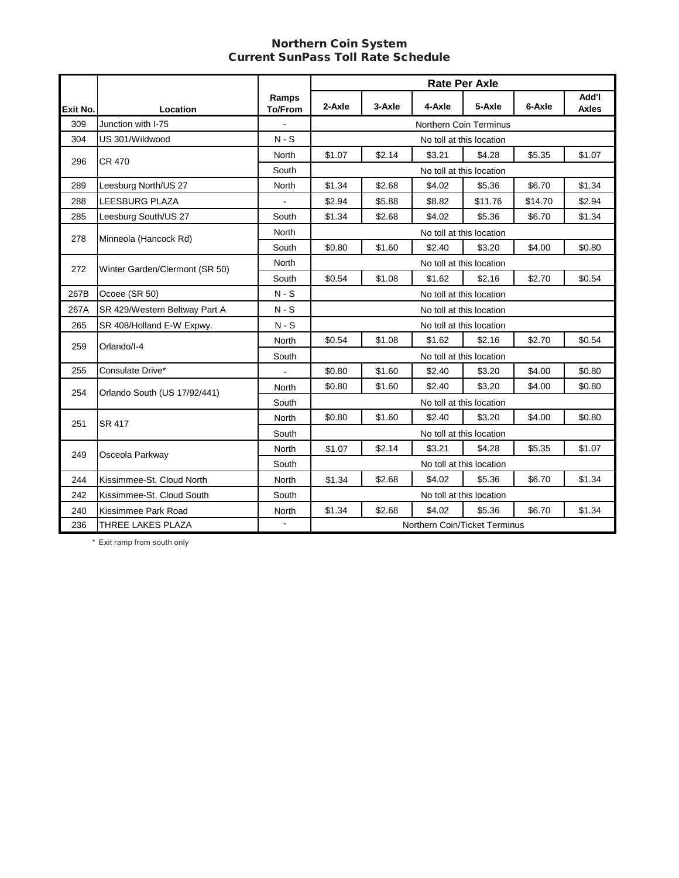# Northern Coin System
## Current SunPass Toll Rate Schedule

| Exit No. | Location | Ramps To/From | Rate Per Axle | | | | | |
|---|---|---|---|---|---|---|---|---|
| | | | 2-Axle | 3-Axle | 4-Axle | 5-Axle | 6-Axle | Add'l Axles |
| 309 | Junction with I-75 | - | Northern Coin Terminus | | | | | |
| 304 | US 301/Wildwood | N - S | No toll at this location | | | | | |
| 296 | CR 470 | North | $1.07 | $2.14 | $3.21 | $4.28 | $5.35 | $1.07 |
| | | South | No toll at this location | | | | | |
| 289 | Leesburg North/US 27 | North | $1.34 | $2.68 | $4.02 | $5.36 | $6.70 | $1.34 |
| 288 | LEESBURG PLAZA | - | $2.94 | $5.88 | $8.82 | $11.76 | $14.70 | $2.94 |
| 285 | Leesburg South/US 27 | South | $1.34 | $2.68 | $4.02 | $5.36 | $6.70 | $1.34 |
| 278 | Minneola (Hancock Rd) | North | No toll at this location | | | | | |
| | | South | $0.80 | $1.60 | $2.40 | $3.20 | $4.00 | $0.80 |
| 272 | Winter Garden/Clermont (SR 50) | North | No toll at this location | | | | | |
| | | South | $0.54 | $1.08 | $1.62 | $2.16 | $2.70 | $0.54 |
| 267B | Ocoee (SR 50) | N - S | No toll at this location | | | | | |
| 267A | SR 429/Western Beltway Part A | N - S | No toll at this location | | | | | |
| 265 | SR 408/Holland E-W Expwy. | N - S | No toll at this location | | | | | |
| 259 | Orlando/I-4 | North | $0.54 | $1.08 | $1.62 | $2.16 | $2.70 | $0.54 |
| | | South | No toll at this location | | | | | |
| 255 | Consulate Drive* | - | $0.80 | $1.60 | $2.40 | $3.20 | $4.00 | $0.80 |
| 254 | Orlando South (US 17/92/441) | North | $0.80 | $1.60 | $2.40 | $3.20 | $4.00 | $0.80 |
| | | South | No toll at this location | | | | | |
| 251 | SR 417 | North | $0.80 | $1.60 | $2.40 | $3.20 | $4.00 | $0.80 |
| | | South | No toll at this location | | | | | |
| 249 | Osceola Parkway | North | $1.07 | $2.14 | $3.21 | $4.28 | $5.35 | $1.07 |
| | | South | No toll at this location | | | | | |
| 244 | Kissimmee-St. Cloud North | North | $1.34 | $2.68 | $4.02 | $5.36 | $6.70 | $1.34 |
| 242 | Kissimmee-St. Cloud South | South | No toll at this location | | | | | |
| 240 | Kissimmee Park Road | North | $1.34 | $2.68 | $4.02 | $5.36 | $6.70 | $1.34 |
| 236 | THREE LAKES PLAZA | - | Northern Coin/Ticket Terminus | | | | | |

\* Exit ramp from south only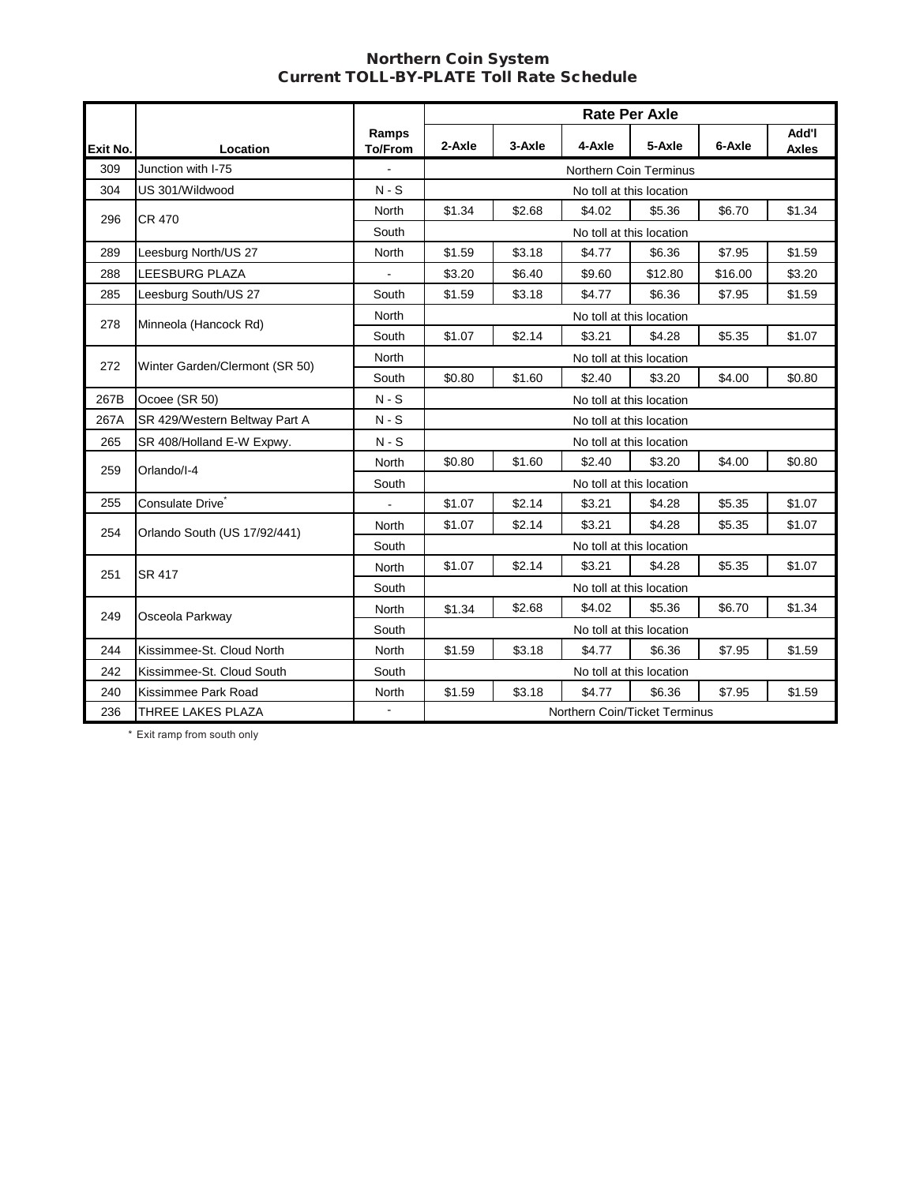# Northern Coin System
## Current TOLL-BY-PLATE Toll Rate Schedule

| Exit No. | Location | Ramps To/From | Rate Per Axle | | | | | |
|---|---|---|---|---|---|---|---|---|
| | | | 2-Axle | 3-Axle | 4-Axle | 5-Axle | 6-Axle | Add'l Axles |
| 309 | Junction with I-75 | - | Northern Coin Terminus | | | | | |
| 304 | US 301/Wildwood | N - S | No toll at this location | | | | | |
| 296 | CR 470 | North | $1.34 | $2.68 | $4.02 | $5.36 | $6.70 | $1.34 |
| | | South | No toll at this location | | | | | |
| 289 | Leesburg North/US 27 | North | $1.59 | $3.18 | $4.77 | $6.36 | $7.95 | $1.59 |
| 288 | LEESBURG PLAZA | - | $3.20 | $6.40 | $9.60 | $12.80 | $16.00 | $3.20 |
| 285 | Leesburg South/US 27 | South | $1.59 | $3.18 | $4.77 | $6.36 | $7.95 | $1.59 |
| 278 | Minneola (Hancock Rd) | North | No toll at this location | | | | | |
| | | South | $1.07 | $2.14 | $3.21 | $4.28 | $5.35 | $1.07 |
| 272 | Winter Garden/Clermont (SR 50) | North | No toll at this location | | | | | |
| | | South | $0.80 | $1.60 | $2.40 | $3.20 | $4.00 | $0.80 |
| 267B | Ocoee (SR 50) | N - S | No toll at this location | | | | | |
| 267A | SR 429/Western Beltway Part A | N - S | No toll at this location | | | | | |
| 265 | SR 408/Holland E-W Expwy. | N - S | No toll at this location | | | | | |
| 259 | Orlando/I-4 | North | $0.80 | $1.60 | $2.40 | $3.20 | $4.00 | $0.80 |
| | | South | No toll at this location | | | | | |
| 255 | Consulate Drive* | - | $1.07 | $2.14 | $3.21 | $4.28 | $5.35 | $1.07 |
| 254 | Orlando South (US 17/92/441) | North | $1.07 | $2.14 | $3.21 | $4.28 | $5.35 | $1.07 |
| | | South | No toll at this location | | | | | |
| 251 | SR 417 | North | $1.07 | $2.14 | $3.21 | $4.28 | $5.35 | $1.07 |
| | | South | No toll at this location | | | | | |
| 249 | Osceola Parkway | North | $1.34 | $2.68 | $4.02 | $5.36 | $6.70 | $1.34 |
| | | South | No toll at this location | | | | | |
| 244 | Kissimmee-St. Cloud North | North | $1.59 | $3.18 | $4.77 | $6.36 | $7.95 | $1.59 |
| 242 | Kissimmee-St. Cloud South | South | No toll at this location | | | | | |
| 240 | Kissimmee Park Road | North | $1.59 | $3.18 | $4.77 | $6.36 | $7.95 | $1.59 |
| 236 | THREE LAKES PLAZA | - | Northern Coin/Ticket Terminus | | | | | |

\* Exit ramp from south only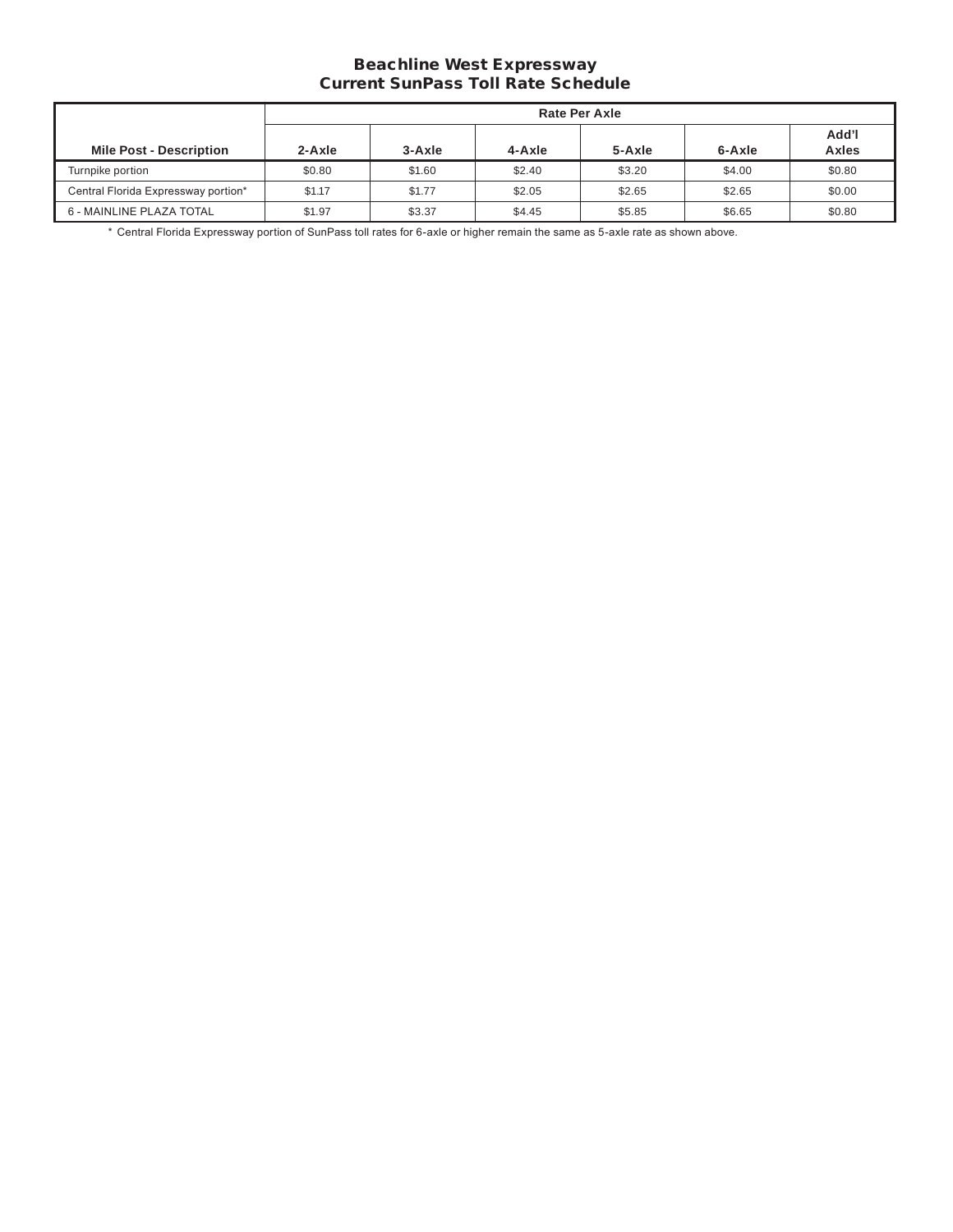# Beachline West Expressway
## Current SunPass Toll Rate Schedule

| Mile Post - Description | Rate Per Axle | | | | | |
|---|---|---|---|---|---|---|
| | 2-Axle | 3-Axle | 4-Axle | 5-Axle | 6-Axle | Add'l Axles |
| Turnpike portion | $0.80 | $1.60 | $2.40 | $3.20 | $4.00 | $0.80 |
| Central Florida Expressway portion* | $1.17 | $1.77 | $2.05 | $2.65 | $2.65 | $0.00 |
| 6 - MAINLINE PLAZA TOTAL | $1.97 | $3.37 | $4.45 | $5.85 | $6.65 | $0.80 |

* Central Florida Expressway portion of SunPass toll rates for 6-axle or higher remain the same as 5-axle rate as shown above.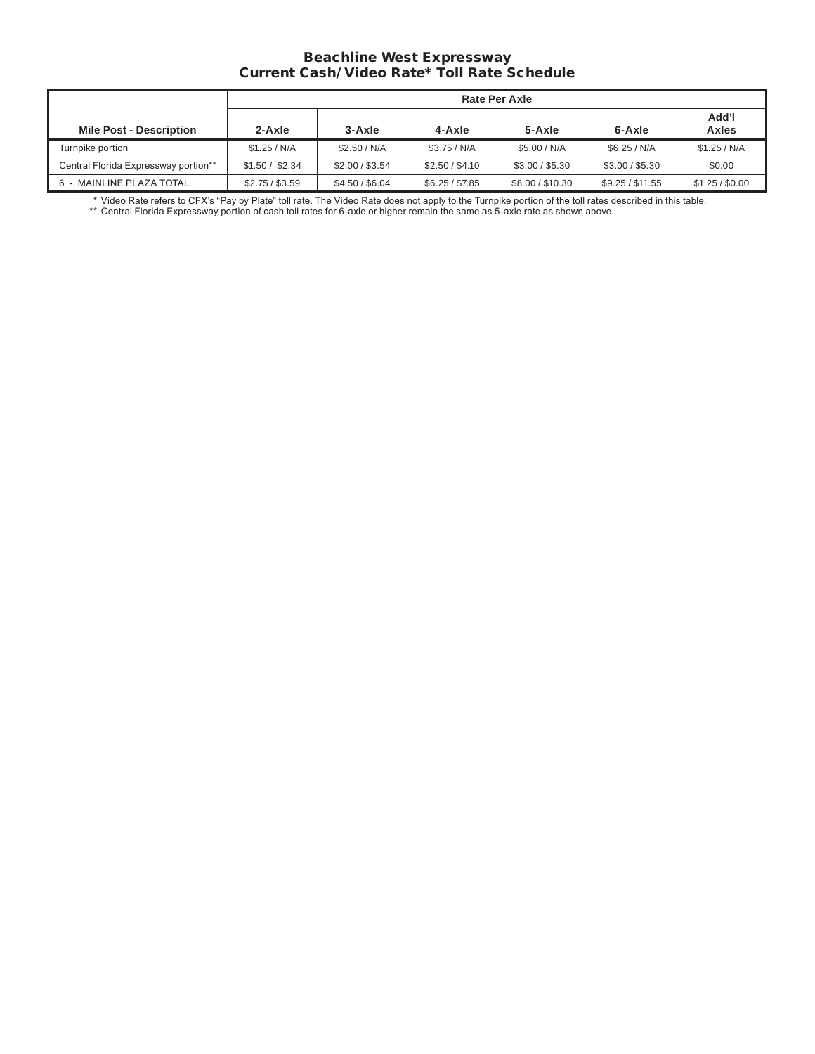# Beachline West Expressway
## Current Cash/Video Rate* Toll Rate Schedule

| | Rate Per Axle | | | | | |
|---|---|---|---|---|---|---|
| **Mile Post - Description** | **2-Axle** | **3-Axle** | **4-Axle** | **5-Axle** | **6-Axle** | **Add'l Axles** |
| Turnpike portion | $1.25 / N/A | $2.50 / N/A | $3.75 / N/A | $5.00 / N/A | $6.25 / N/A | $1.25 / N/A |
| Central Florida Expressway portion** | $1.50 / $2.34 | $2.00 / $3.54 | $2.50 / $4.10 | $3.00 / $5.30 | $3.00 / $5.30 | $0.00 |
| 6 - MAINLINE PLAZA TOTAL | $2.75 / $3.59 | $4.50 / $6.04 | $6.25 / $7.85 | $8.00 / $10.30 | $9.25 / $11.55 | $1.25 / $0.00 |

\* Video Rate refers to CFX's "Pay by Plate" toll rate. The Video Rate does not apply to the Turnpike portion of the toll rates described in this table.

\** Central Florida Expressway portion of cash toll rates for 6-axle or higher remain the same as 5-axle rate as shown above.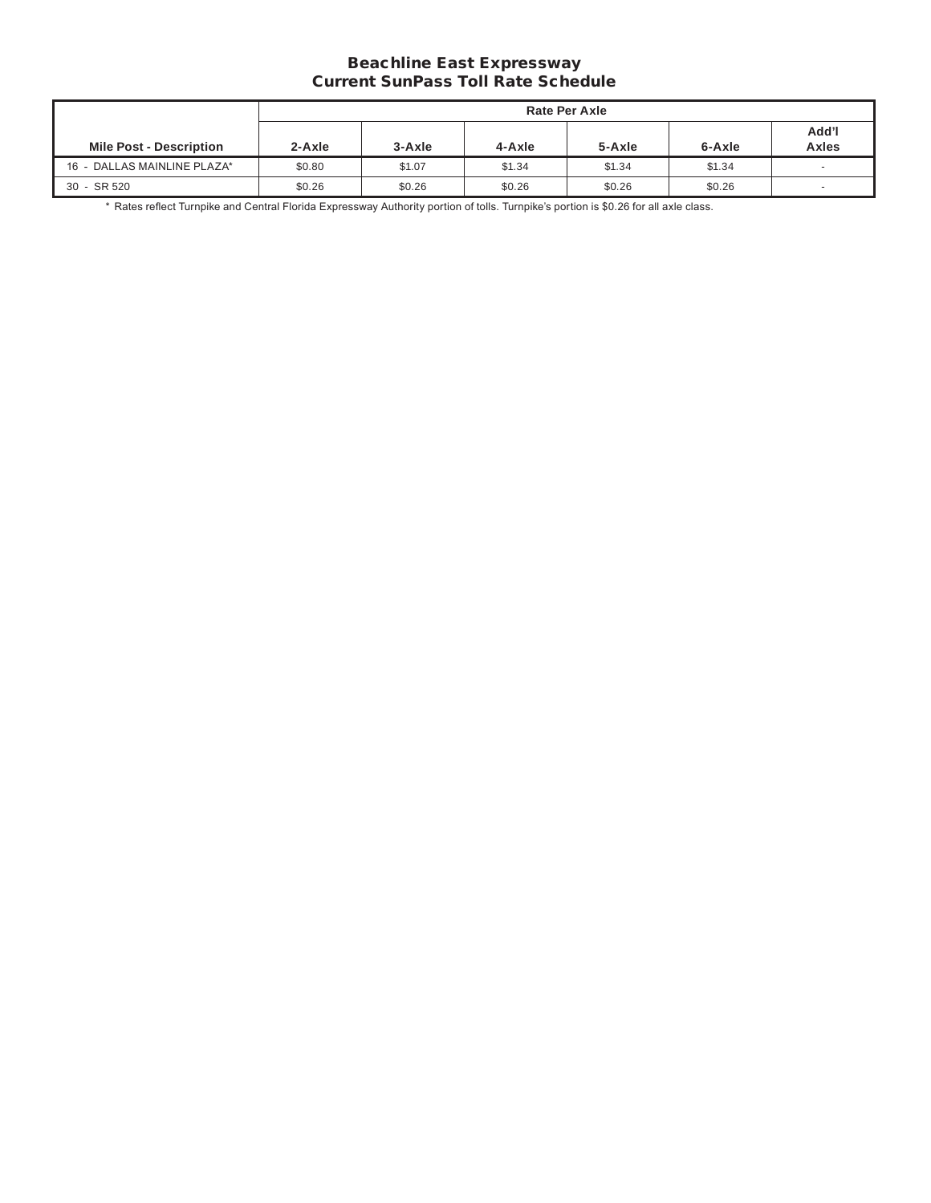## Beachline East Expressway
## Current SunPass Toll Rate Schedule

| | Rate Per Axle | | | | | |
|---|---|---|---|---|---|---|
| **Mile Post - Description** | **2-Axle** | **3-Axle** | **4-Axle** | **5-Axle** | **6-Axle** | **Add'l Axles** |
| 16 - DALLAS MAINLINE PLAZA* | $0.80 | $1.07 | $1.34 | $1.34 | $1.34 | - |
| 30 - SR 520 | $0.26 | $0.26 | $0.26 | $0.26 | $0.26 | - |

* Rates reflect Turnpike and Central Florida Expressway Authority portion of tolls. Turnpike's portion is $0.26 for all axle class.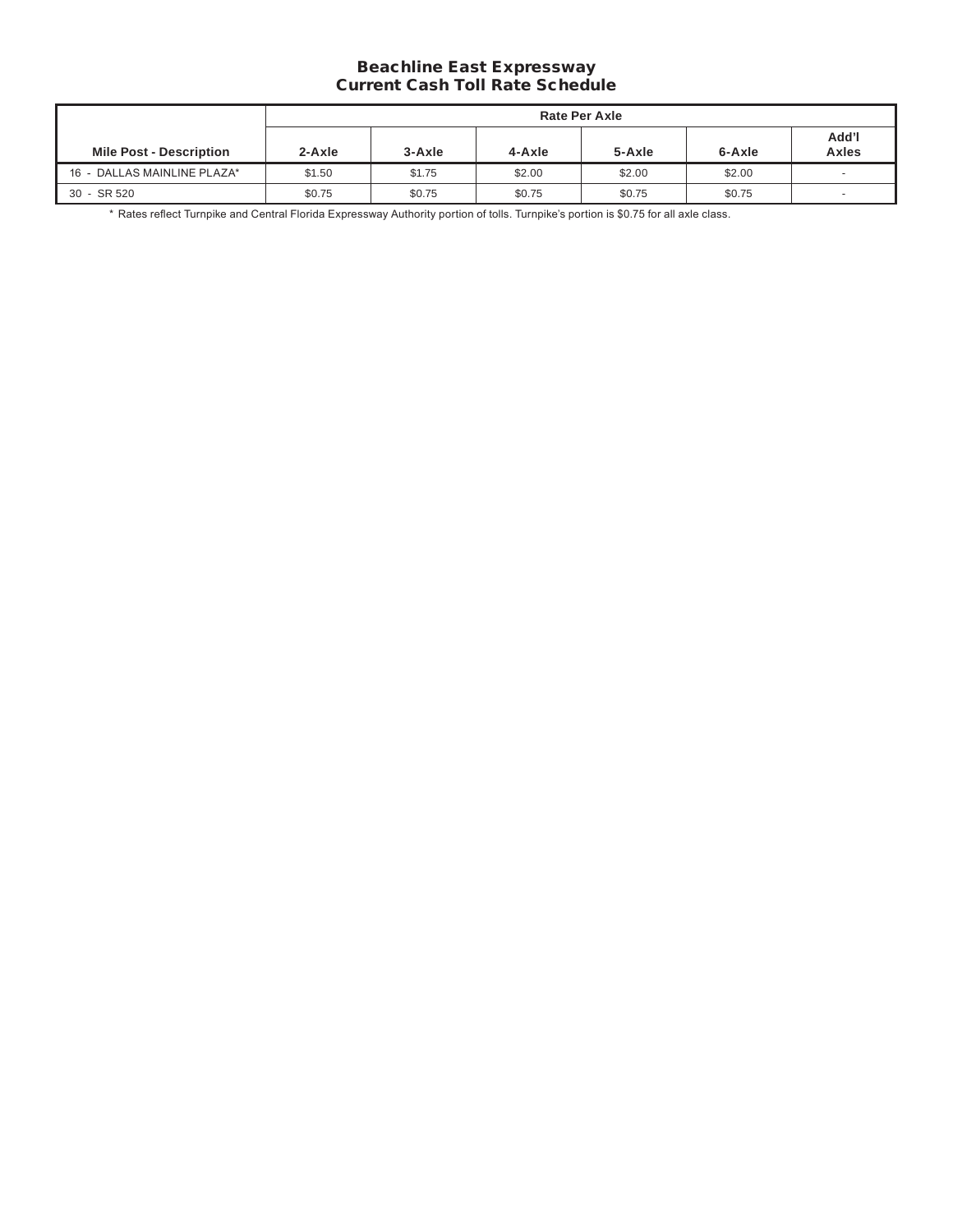# Beachline East Expressway
## Current Cash Toll Rate Schedule

| Mile Post - Description | Rate Per Axle | | | | | |
|---|---|---|---|---|---|---|
| | 2-Axle | 3-Axle | 4-Axle | 5-Axle | 6-Axle | Add'l Axles |
| 16 - DALLAS MAINLINE PLAZA* | $1.50 | $1.75 | $2.00 | $2.00 | $2.00 | - |
| 30 - SR 520 | $0.75 | $0.75 | $0.75 | $0.75 | $0.75 | - |

* Rates reflect Turnpike and Central Florida Expressway Authority portion of tolls. Turnpike's portion is $0.75 for all axle class.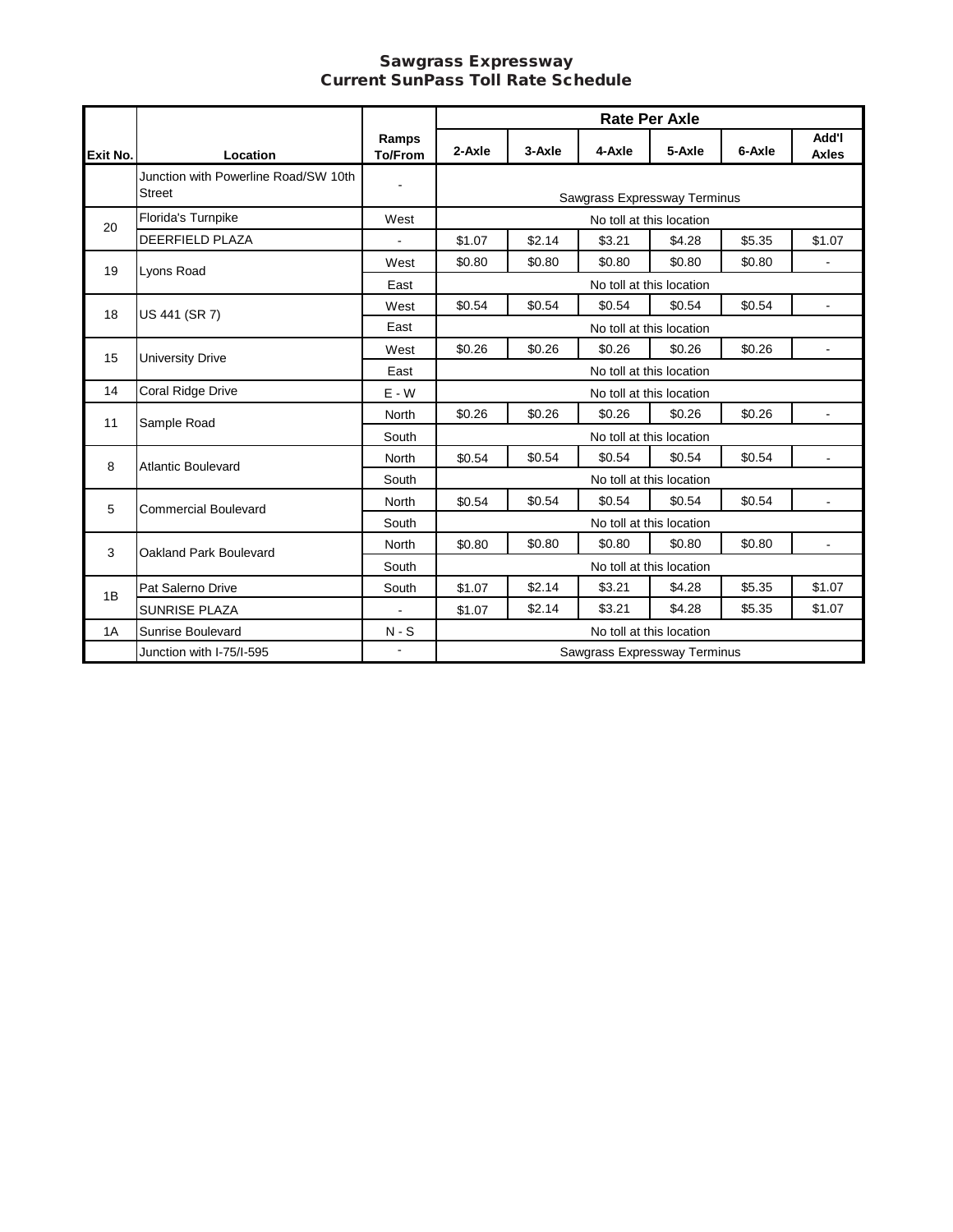# Sawgrass Expressway
## Current SunPass Toll Rate Schedule

| Exit No. | Location | Ramps To/From | Rate Per Axle | | | | | |
|---|---|---|---|---|---|---|---|---|
| | | | 2-Axle | 3-Axle | 4-Axle | 5-Axle | 6-Axle | Add'l Axles |
| | Junction with Powerline Road/SW 10th Street | - | Sawgrass Expressway Terminus | | | | | |
| 20 | Florida's Turnpike | West | No toll at this location | | | | | |
| | DEERFIELD PLAZA | - | $1.07 | $2.14 | $3.21 | $4.28 | $5.35 | $1.07 |
| 19 | Lyons Road | West | $0.80 | $0.80 | $0.80 | $0.80 | $0.80 | - |
| | | East | No toll at this location | | | | | |
| 18 | US 441 (SR 7) | West | $0.54 | $0.54 | $0.54 | $0.54 | $0.54 | - |
| | | East | No toll at this location | | | | | |
| 15 | University Drive | West | $0.26 | $0.26 | $0.26 | $0.26 | $0.26 | - |
| | | East | No toll at this location | | | | | |
| 14 | Coral Ridge Drive | E - W | No toll at this location | | | | | |
| 11 | Sample Road | North | $0.26 | $0.26 | $0.26 | $0.26 | $0.26 | - |
| | | South | No toll at this location | | | | | |
| 8 | Atlantic Boulevard | North | $0.54 | $0.54 | $0.54 | $0.54 | $0.54 | - |
| | | South | No toll at this location | | | | | |
| 5 | Commercial Boulevard | North | $0.54 | $0.54 | $0.54 | $0.54 | $0.54 | - |
| | | South | No toll at this location | | | | | |
| 3 | Oakland Park Boulevard | North | $0.80 | $0.80 | $0.80 | $0.80 | $0.80 | - |
| | | South | No toll at this location | | | | | |
| 1B | Pat Salerno Drive | South | $1.07 | $2.14 | $3.21 | $4.28 | $5.35 | $1.07 |
| | SUNRISE PLAZA | - | $1.07 | $2.14 | $3.21 | $4.28 | $5.35 | $1.07 |
| 1A | Sunrise Boulevard | N - S | No toll at this location | | | | | |
| | Junction with I-75/I-595 | - | Sawgrass Expressway Terminus | | | | | |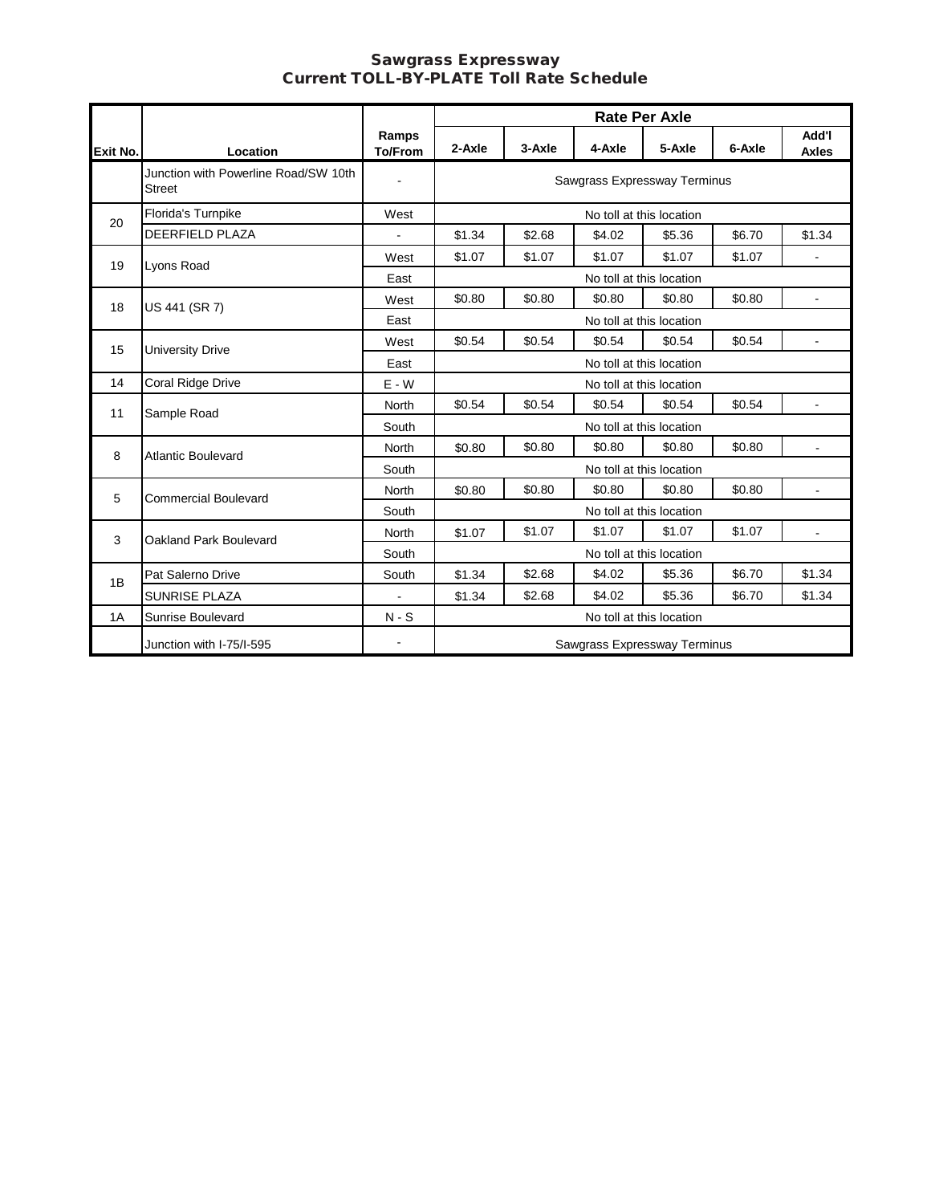# Sawgrass Expressway
# Current TOLL-BY-PLATE Toll Rate Schedule

| Exit No. | Location | Ramps To/From | Rate Per Axle | | | | | |
|---|---|---|---|---|---|---|---|---|
| | | | 2-Axle | 3-Axle | 4-Axle | 5-Axle | 6-Axle | Add'l Axles |
| | Junction with Powerline Road/SW 10th Street | - | Sawgrass Expressway Terminus | | | | | |
| 20 | Florida's Turnpike | West | No toll at this location | | | | | |
| | DEERFIELD PLAZA | - | $1.34 | $2.68 | $4.02 | $5.36 | $6.70 | $1.34 |
| 19 | Lyons Road | West | $1.07 | $1.07 | $1.07 | $1.07 | $1.07 | - |
| | | East | No toll at this location | | | | | |
| 18 | US 441 (SR 7) | West | $0.80 | $0.80 | $0.80 | $0.80 | $0.80 | - |
| | | East | No toll at this location | | | | | |
| 15 | University Drive | West | $0.54 | $0.54 | $0.54 | $0.54 | $0.54 | - |
| | | East | No toll at this location | | | | | |
| 14 | Coral Ridge Drive | E - W | No toll at this location | | | | | |
| 11 | Sample Road | North | $0.54 | $0.54 | $0.54 | $0.54 | $0.54 | - |
| | | South | No toll at this location | | | | | |
| 8 | Atlantic Boulevard | North | $0.80 | $0.80 | $0.80 | $0.80 | $0.80 | - |
| | | South | No toll at this location | | | | | |
| 5 | Commercial Boulevard | North | $0.80 | $0.80 | $0.80 | $0.80 | $0.80 | - |
| | | South | No toll at this location | | | | | |
| 3 | Oakland Park Boulevard | North | $1.07 | $1.07 | $1.07 | $1.07 | $1.07 | - |
| | | South | No toll at this location | | | | | |
| 1B | Pat Salerno Drive | South | $1.34 | $2.68 | $4.02 | $5.36 | $6.70 | $1.34 |
| | SUNRISE PLAZA | - | $1.34 | $2.68 | $4.02 | $5.36 | $6.70 | $1.34 |
| 1A | Sunrise Boulevard | N - S | No toll at this location | | | | | |
| | Junction with I-75/I-595 | - | Sawgrass Expressway Terminus | | | | | |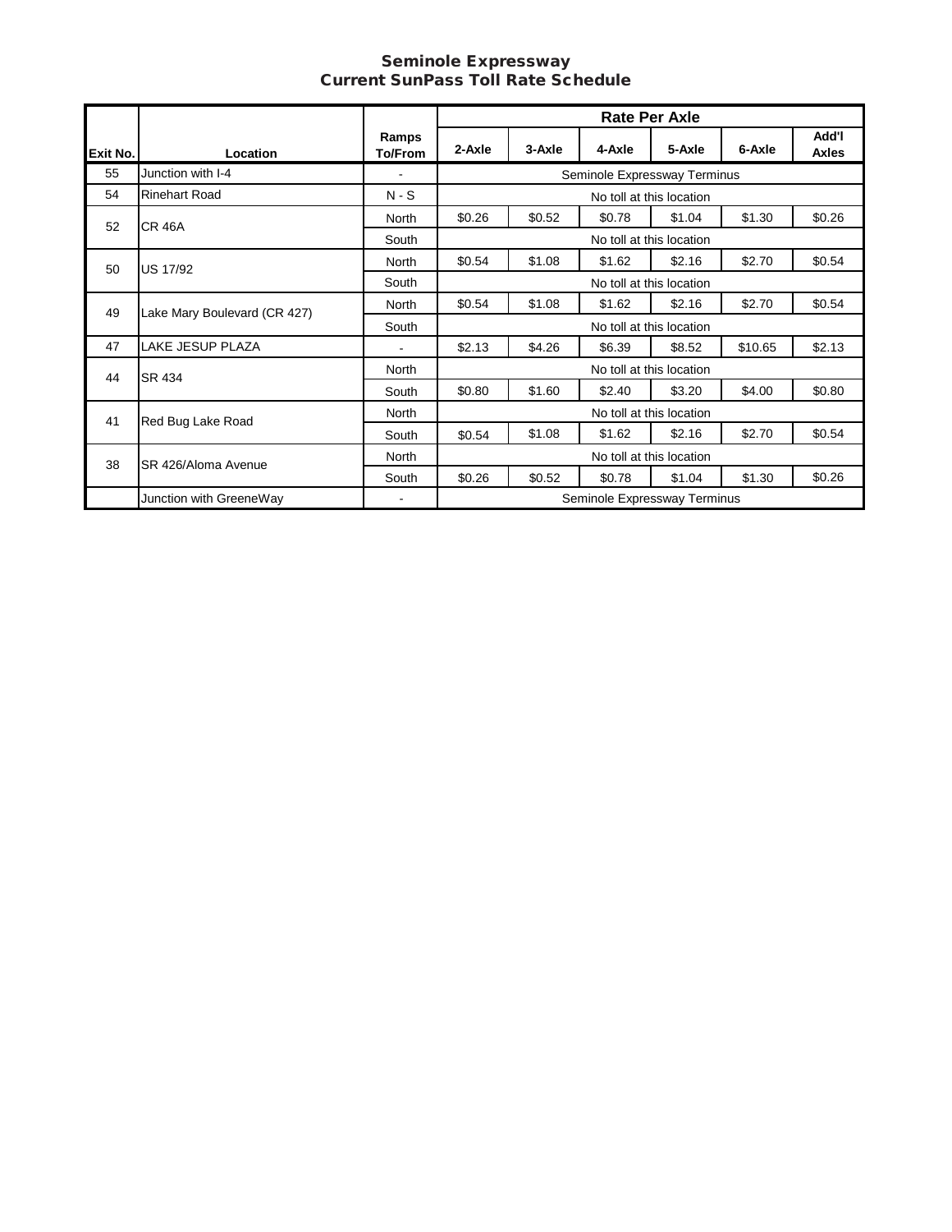## Seminole Expressway
## Current SunPass Toll Rate Schedule

| Exit No. | Location | Ramps To/From | Rate Per Axle | | | | | |
|---|---|---|---|---|---|---|---|---|
| | | | 2-Axle | 3-Axle | 4-Axle | 5-Axle | 6-Axle | Add'l Axles |
| 55 | Junction with I-4 | - | Seminole Expressway Terminus | | | | | |
| 54 | Rinehart Road | N - S | No toll at this location | | | | | |
| 52 | CR 46A | North | $0.26 | $0.52 | $0.78 | $1.04 | $1.30 | $0.26 |
| | | South | No toll at this location | | | | | |
| 50 | US 17/92 | North | $0.54 | $1.08 | $1.62 | $2.16 | $2.70 | $0.54 |
| | | South | No toll at this location | | | | | |
| 49 | Lake Mary Boulevard (CR 427) | North | $0.54 | $1.08 | $1.62 | $2.16 | $2.70 | $0.54 |
| | | South | No toll at this location | | | | | |
| 47 | LAKE JESUP PLAZA | - | $2.13 | $4.26 | $6.39 | $8.52 | $10.65 | $2.13 |
| 44 | SR 434 | North | No toll at this location | | | | | |
| | | South | $0.80 | $1.60 | $2.40 | $3.20 | $4.00 | $0.80 |
| 41 | Red Bug Lake Road | North | No toll at this location | | | | | |
| | | South | $0.54 | $1.08 | $1.62 | $2.16 | $2.70 | $0.54 |
| 38 | SR 426/Aloma Avenue | North | No toll at this location | | | | | |
| | | South | $0.26 | $0.52 | $0.78 | $1.04 | $1.30 | $0.26 |
| | Junction with GreeneWay | - | Seminole Expressway Terminus | | | | | |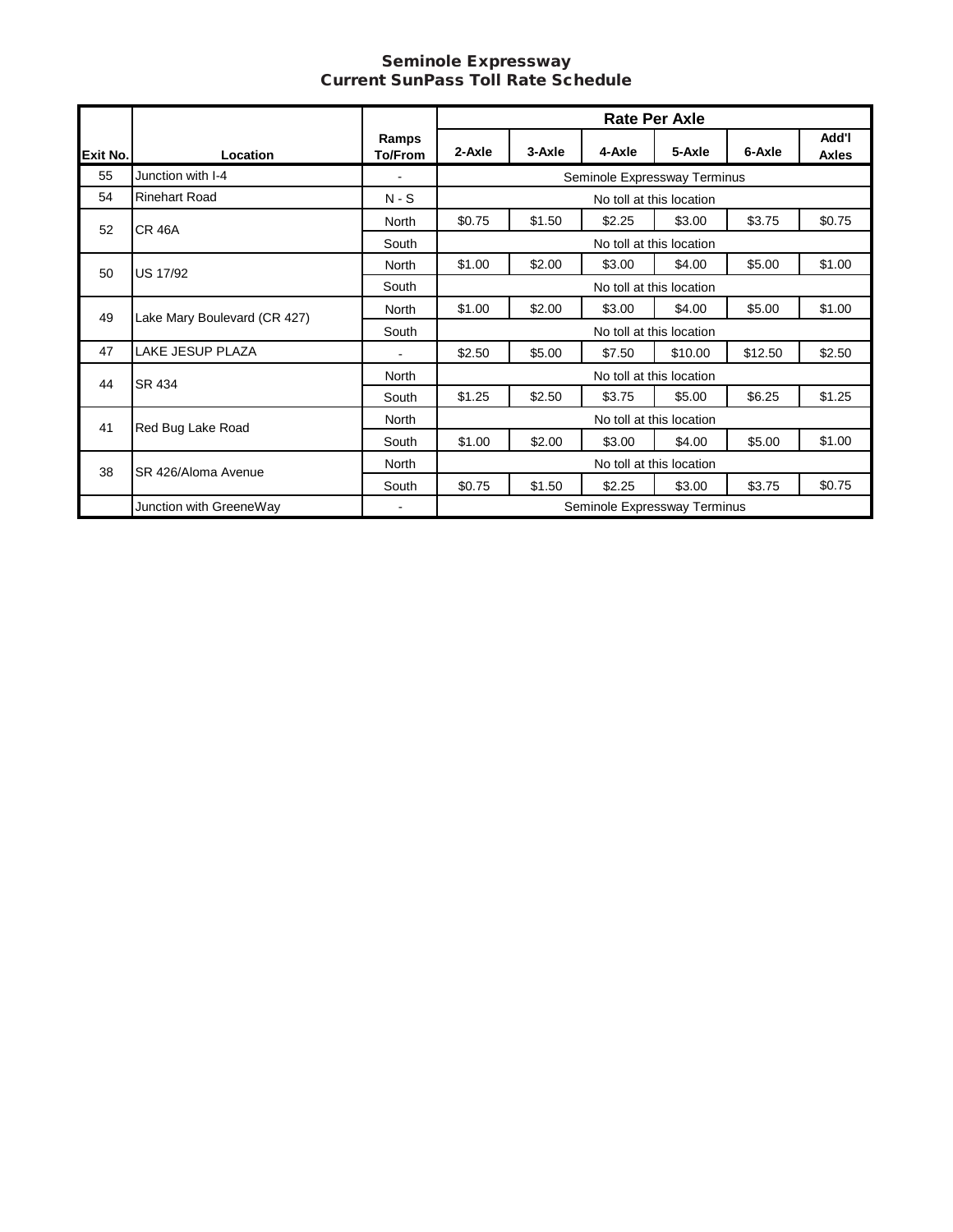# Seminole Expressway
## Current SunPass Toll Rate Schedule

| Exit No. | Location | Ramps To/From | Rate Per Axle | | | | | |
|---|---|---|---|---|---|---|---|---|
| | | | 2-Axle | 3-Axle | 4-Axle | 5-Axle | 6-Axle | Add'l Axles |
| 55 | Junction with I-4 | - | Seminole Expressway Terminus | | | | | |
| 54 | Rinehart Road | N - S | No toll at this location | | | | | |
| 52 | CR 46A | North | $0.75 | $1.50 | $2.25 | $3.00 | $3.75 | $0.75 |
| | | South | No toll at this location | | | | | |
| 50 | US 17/92 | North | $1.00 | $2.00 | $3.00 | $4.00 | $5.00 | $1.00 |
| | | South | No toll at this location | | | | | |
| 49 | Lake Mary Boulevard (CR 427) | North | $1.00 | $2.00 | $3.00 | $4.00 | $5.00 | $1.00 |
| | | South | No toll at this location | | | | | |
| 47 | LAKE JESUP PLAZA | - | $2.50 | $5.00 | $7.50 | $10.00 | $12.50 | $2.50 |
| 44 | SR 434 | North | No toll at this location | | | | | |
| | | South | $1.25 | $2.50 | $3.75 | $5.00 | $6.25 | $1.25 |
| 41 | Red Bug Lake Road | North | No toll at this location | | | | | |
| | | South | $1.00 | $2.00 | $3.00 | $4.00 | $5.00 | $1.00 |
| 38 | SR 426/Aloma Avenue | North | No toll at this location | | | | | |
| | | South | $0.75 | $1.50 | $2.25 | $3.00 | $3.75 | $0.75 |
| | Junction with GreeneWay | - | Seminole Expressway Terminus | | | | | |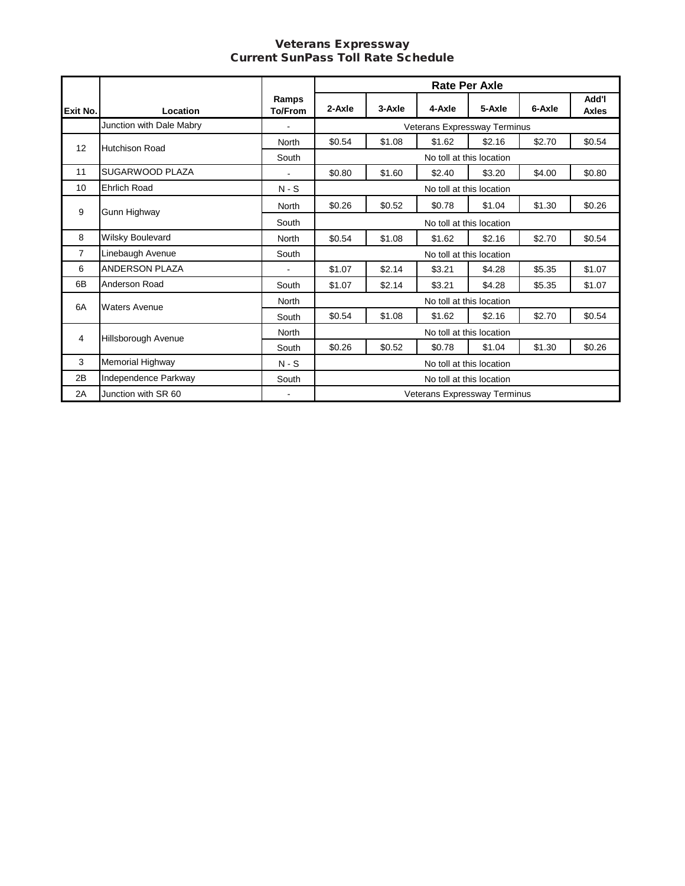# Veterans Expressway
## Current SunPass Toll Rate Schedule

| Exit No. | Location | Ramps To/From | Rate Per Axle | | | | | |
|---|---|---|---|---|---|---|---|---|
| | | | 2-Axle | 3-Axle | 4-Axle | 5-Axle | 6-Axle | Add'l Axles |
| | Junction with Dale Mabry | - | Veterans Expressway Terminus | | | | | |
| 12 | Hutchison Road | North | $0.54 | $1.08 | $1.62 | $2.16 | $2.70 | $0.54 |
| | | South | No toll at this location | | | | | |
| 11 | SUGARWOOD PLAZA | - | $0.80 | $1.60 | $2.40 | $3.20 | $4.00 | $0.80 |
| 10 | Ehrlich Road | N - S | No toll at this location | | | | | |
| 9 | Gunn Highway | North | $0.26 | $0.52 | $0.78 | $1.04 | $1.30 | $0.26 |
| | | South | No toll at this location | | | | | |
| 8 | Wilsky Boulevard | North | $0.54 | $1.08 | $1.62 | $2.16 | $2.70 | $0.54 |
| 7 | Linebaugh Avenue | South | No toll at this location | | | | | |
| 6 | ANDERSON PLAZA | - | $1.07 | $2.14 | $3.21 | $4.28 | $5.35 | $1.07 |
| 6B | Anderson Road | South | $1.07 | $2.14 | $3.21 | $4.28 | $5.35 | $1.07 |
| 6A | Waters Avenue | North | No toll at this location | | | | | |
| | | South | $0.54 | $1.08 | $1.62 | $2.16 | $2.70 | $0.54 |
| 4 | Hillsborough Avenue | North | No toll at this location | | | | | |
| | | South | $0.26 | $0.52 | $0.78 | $1.04 | $1.30 | $0.26 |
| 3 | Memorial Highway | N - S | No toll at this location | | | | | |
| 2B | Independence Parkway | South | No toll at this location | | | | | |
| 2A | Junction with SR 60 | - | Veterans Expressway Terminus | | | | | |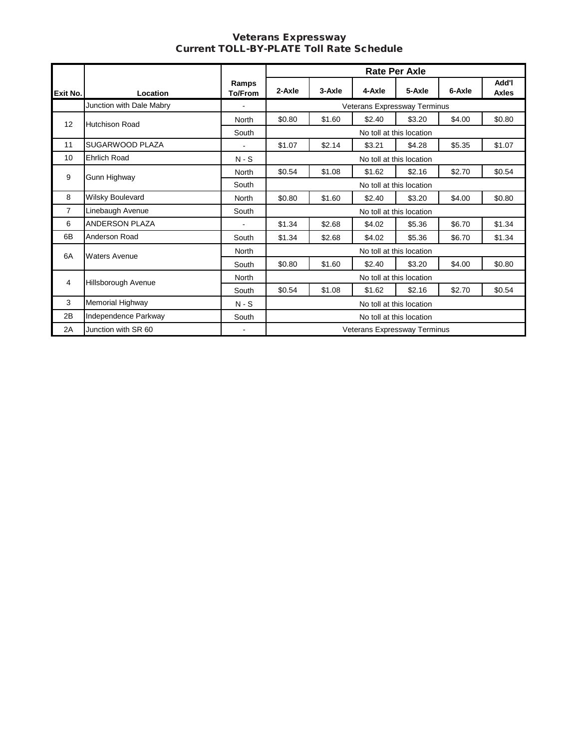# Veterans Expressway
## Current TOLL-BY-PLATE Toll Rate Schedule

| Exit No. | Location | Ramps To/From | Rate Per Axle | | | | | |
|---|---|---|---|---|---|---|---|---|
| | | | 2-Axle | 3-Axle | 4-Axle | 5-Axle | 6-Axle | Add'l Axles |
| | Junction with Dale Mabry | - | Veterans Expressway Terminus | | | | | |
| 12 | Hutchison Road | North | $0.80 | $1.60 | $2.40 | $3.20 | $4.00 | $0.80 |
| | | South | No toll at this location | | | | | |
| 11 | SUGARWOOD PLAZA | - | $1.07 | $2.14 | $3.21 | $4.28 | $5.35 | $1.07 |
| 10 | Ehrlich Road | N - S | No toll at this location | | | | | |
| 9 | Gunn Highway | North | $0.54 | $1.08 | $1.62 | $2.16 | $2.70 | $0.54 |
| | | South | No toll at this location | | | | | |
| 8 | Wilsky Boulevard | North | $0.80 | $1.60 | $2.40 | $3.20 | $4.00 | $0.80 |
| 7 | Linebaugh Avenue | South | No toll at this location | | | | | |
| 6 | ANDERSON PLAZA | - | $1.34 | $2.68 | $4.02 | $5.36 | $6.70 | $1.34 |
| 6B | Anderson Road | South | $1.34 | $2.68 | $4.02 | $5.36 | $6.70 | $1.34 |
| 6A | Waters Avenue | North | No toll at this location | | | | | |
| | | South | $0.80 | $1.60 | $2.40 | $3.20 | $4.00 | $0.80 |
| 4 | Hillsborough Avenue | North | No toll at this location | | | | | |
| | | South | $0.54 | $1.08 | $1.62 | $2.16 | $2.70 | $0.54 |
| 3 | Memorial Highway | N - S | No toll at this location | | | | | |
| 2B | Independence Parkway | South | No toll at this location | | | | | |
| 2A | Junction with SR 60 | - | Veterans Expressway Terminus | | | | | |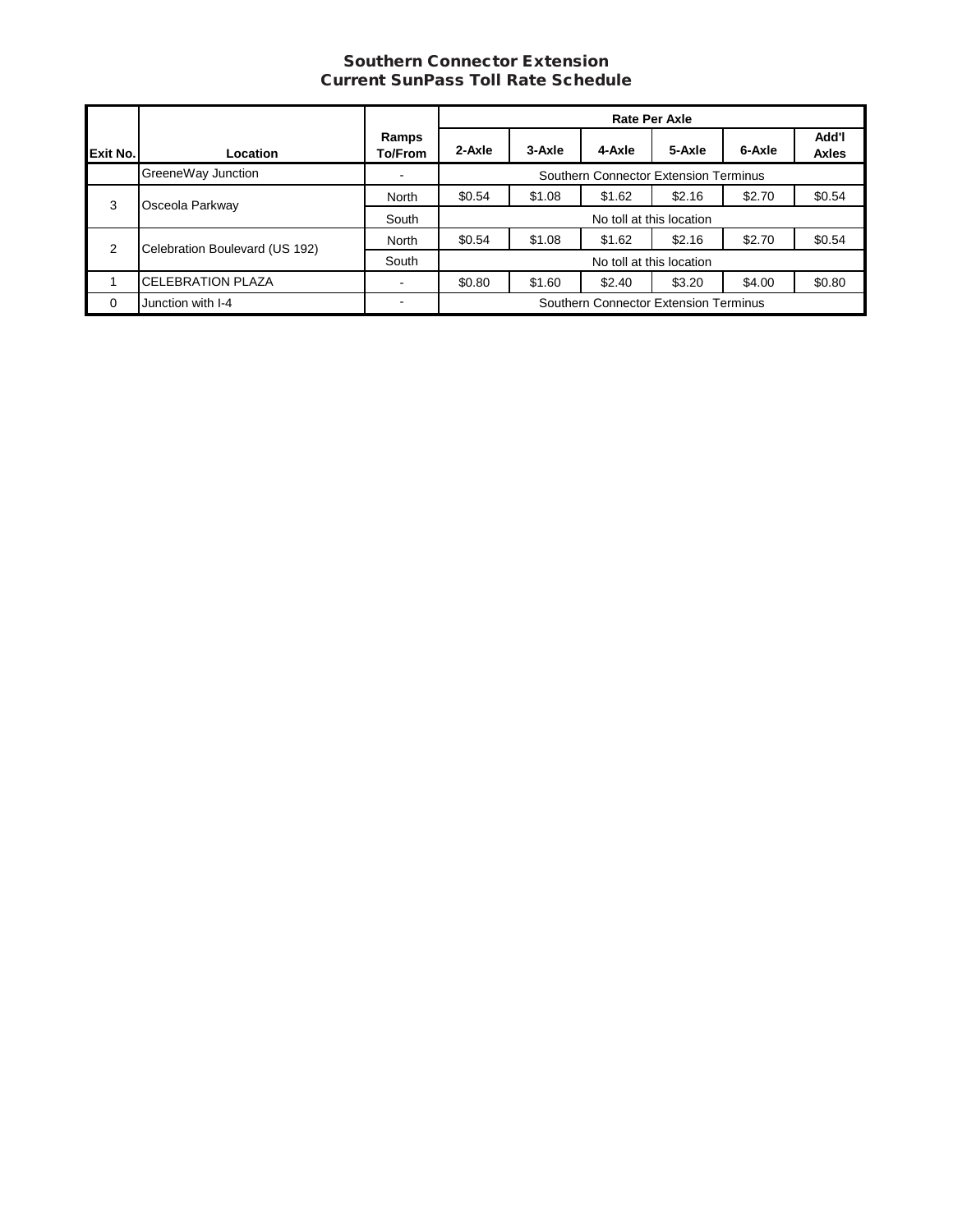# Southern Connector Extension
## Current SunPass Toll Rate Schedule

| Exit No. | Location | Ramps To/From | Rate Per Axle | | | | | |
|---|---|---|---|---|---|---|---|---|
| | | | 2-Axle | 3-Axle | 4-Axle | 5-Axle | 6-Axle | Add'l Axles |
| | GreeneWay Junction | - | Southern Connector Extension Terminus | | | | | |
| 3 | Osceola Parkway | North | $0.54 | $1.08 | $1.62 | $2.16 | $2.70 | $0.54 |
| | | South | No toll at this location | | | | | |
| 2 | Celebration Boulevard (US 192) | North | $0.54 | $1.08 | $1.62 | $2.16 | $2.70 | $0.54 |
| | | South | No toll at this location | | | | | |
| 1 | CELEBRATION PLAZA | - | $0.80 | $1.60 | $2.40 | $3.20 | $4.00 | $0.80 |
| 0 | Junction with I-4 | - | Southern Connector Extension Terminus | | | | | |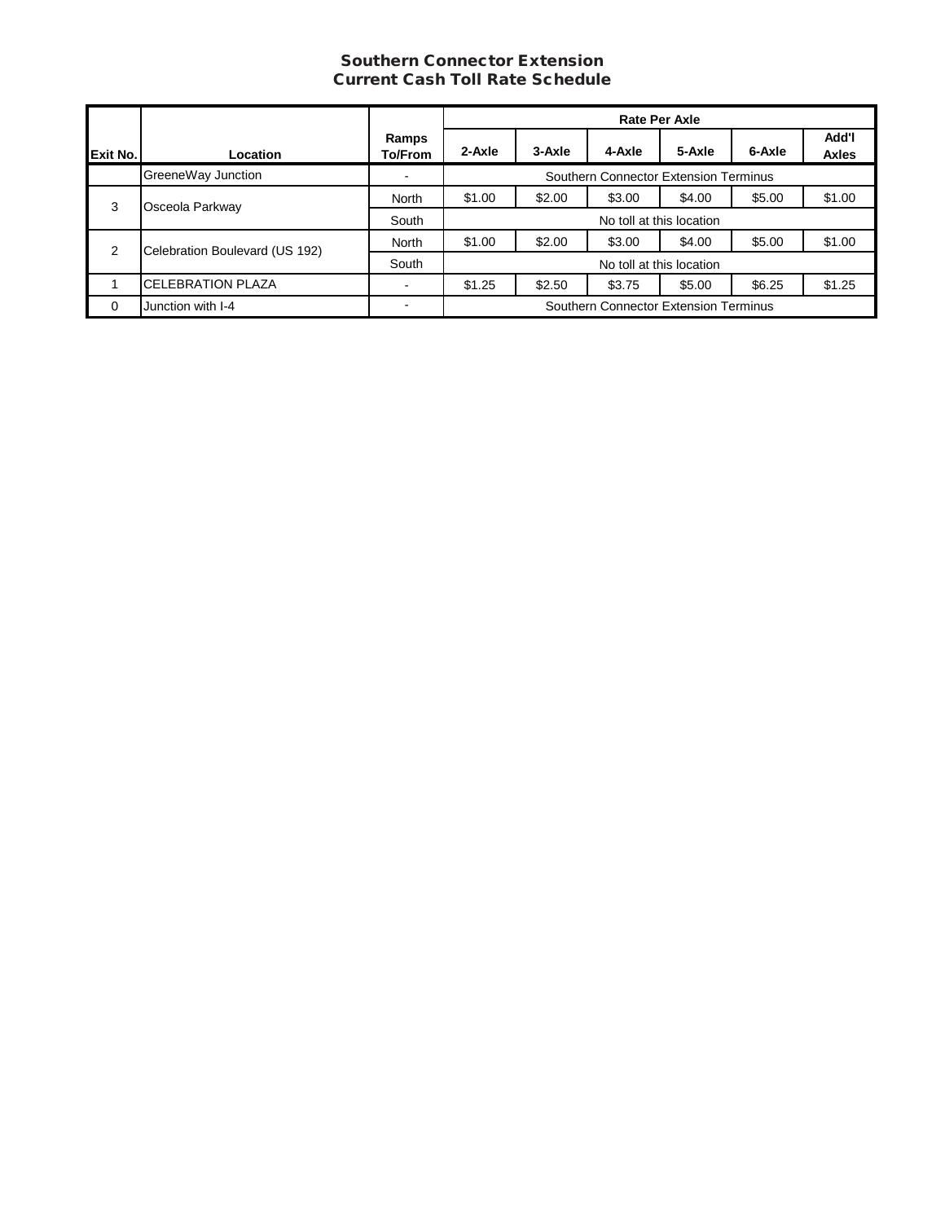## Southern Connector Extension
## Current Cash Toll Rate Schedule

| Exit No. | Location | Ramps To/From | Rate Per Axle | | | | | |
|---|---|---|---|---|---|---|---|---|
| | | | 2-Axle | 3-Axle | 4-Axle | 5-Axle | 6-Axle | Add'l Axles |
| | GreeneWay Junction | - | Southern Connector Extension Terminus | | | | | |
| 3 | Osceola Parkway | North | $1.00 | $2.00 | $3.00 | $4.00 | $5.00 | $1.00 |
| | | South | No toll at this location | | | | | |
| 2 | Celebration Boulevard (US 192) | North | $1.00 | $2.00 | $3.00 | $4.00 | $5.00 | $1.00 |
| | | South | No toll at this location | | | | | |
| 1 | CELEBRATION PLAZA | - | $1.25 | $2.50 | $3.75 | $5.00 | $6.25 | $1.25 |
| 0 | Junction with I-4 | - | Southern Connector Extension Terminus | | | | | |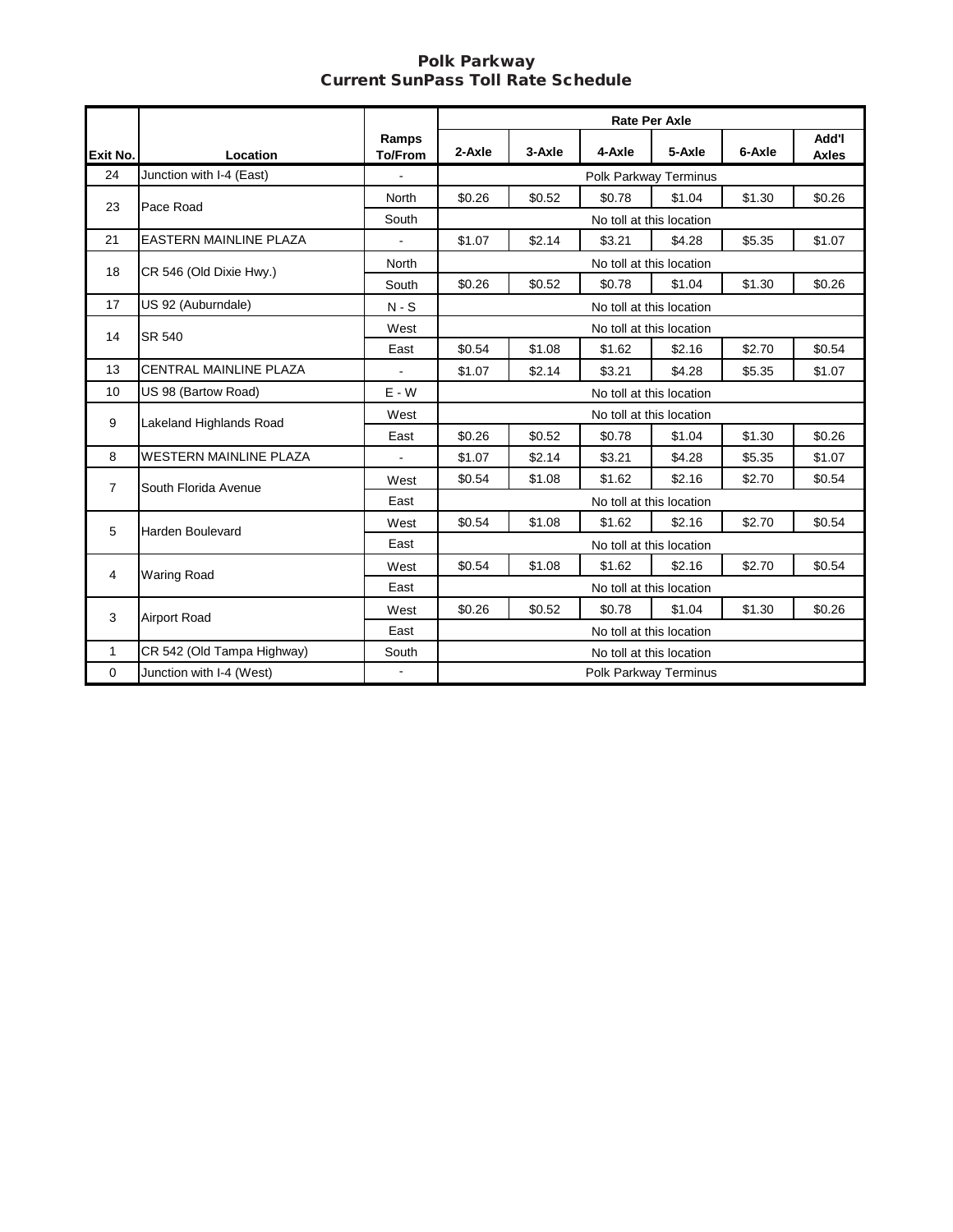# Polk Parkway
## Current SunPass Toll Rate Schedule

| Exit No. | Location | Ramps To/From | Rate Per Axle | | | | | |
|---|---|---|---|---|---|---|---|---|
| | | | 2-Axle | 3-Axle | 4-Axle | 5-Axle | 6-Axle | Add'l Axles |
| 24 | Junction with I-4 (East) | - | Polk Parkway Terminus | | | | | |
| 23 | Pace Road | North | $0.26 | $0.52 | $0.78 | $1.04 | $1.30 | $0.26 |
| | | South | No toll at this location | | | | | |
| 21 | EASTERN MAINLINE PLAZA | - | $1.07 | $2.14 | $3.21 | $4.28 | $5.35 | $1.07 |
| 18 | CR 546 (Old Dixie Hwy.) | North | No toll at this location | | | | | |
| | | South | $0.26 | $0.52 | $0.78 | $1.04 | $1.30 | $0.26 |
| 17 | US 92 (Auburndale) | N - S | No toll at this location | | | | | |
| 14 | SR 540 | West | No toll at this location | | | | | |
| | | East | $0.54 | $1.08 | $1.62 | $2.16 | $2.70 | $0.54 |
| 13 | CENTRAL MAINLINE PLAZA | - | $1.07 | $2.14 | $3.21 | $4.28 | $5.35 | $1.07 |
| 10 | US 98 (Bartow Road) | E - W | No toll at this location | | | | | |
| 9 | Lakeland Highlands Road | West | No toll at this location | | | | | |
| | | East | $0.26 | $0.52 | $0.78 | $1.04 | $1.30 | $0.26 |
| 8 | WESTERN MAINLINE PLAZA | - | $1.07 | $2.14 | $3.21 | $4.28 | $5.35 | $1.07 |
| 7 | South Florida Avenue | West | $0.54 | $1.08 | $1.62 | $2.16 | $2.70 | $0.54 |
| | | East | No toll at this location | | | | | |
| 5 | Harden Boulevard | West | $0.54 | $1.08 | $1.62 | $2.16 | $2.70 | $0.54 |
| | | East | No toll at this location | | | | | |
| 4 | Waring Road | West | $0.54 | $1.08 | $1.62 | $2.16 | $2.70 | $0.54 |
| | | East | No toll at this location | | | | | |
| 3 | Airport Road | West | $0.26 | $0.52 | $0.78 | $1.04 | $1.30 | $0.26 |
| | | East | No toll at this location | | | | | |
| 1 | CR 542 (Old Tampa Highway) | South | No toll at this location | | | | | |
| 0 | Junction with I-4 (West) | - | Polk Parkway Terminus | | | | | |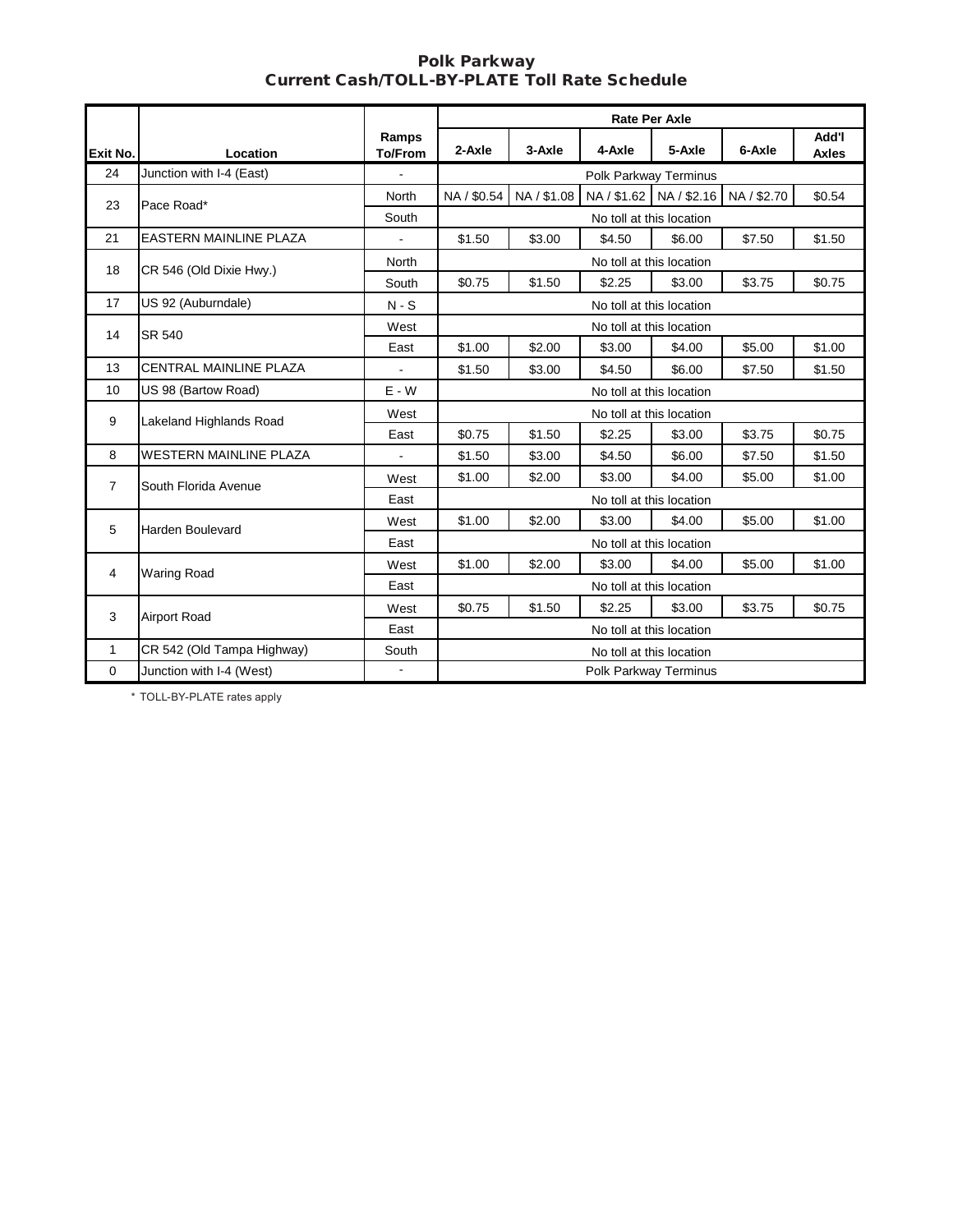# Polk Parkway
## Current Cash/TOLL-BY-PLATE Toll Rate Schedule

| Exit No. | Location | Ramps To/From | Rate Per Axle | | | | | |
|---|---|---|---|---|---|---|---|---|
| | | | 2-Axle | 3-Axle | 4-Axle | 5-Axle | 6-Axle | Add'l Axles |
| 24 | Junction with I-4 (East) | - | Polk Parkway Terminus | | | | | |
| 23 | Pace Road* | North | NA / $0.54 | NA / $1.08 | NA / $1.62 | NA / $2.16 | NA / $2.70 | $0.54 |
| | | South | No toll at this location | | | | | |
| 21 | EASTERN MAINLINE PLAZA | - | $1.50 | $3.00 | $4.50 | $6.00 | $7.50 | $1.50 |
| 18 | CR 546 (Old Dixie Hwy.) | North | No toll at this location | | | | | |
| | | South | $0.75 | $1.50 | $2.25 | $3.00 | $3.75 | $0.75 |
| 17 | US 92 (Auburndale) | N - S | No toll at this location | | | | | |
| 14 | SR 540 | West | No toll at this location | | | | | |
| | | East | $1.00 | $2.00 | $3.00 | $4.00 | $5.00 | $1.00 |
| 13 | CENTRAL MAINLINE PLAZA | - | $1.50 | $3.00 | $4.50 | $6.00 | $7.50 | $1.50 |
| 10 | US 98 (Bartow Road) | E - W | No toll at this location | | | | | |
| 9 | Lakeland Highlands Road | West | No toll at this location | | | | | |
| | | East | $0.75 | $1.50 | $2.25 | $3.00 | $3.75 | $0.75 |
| 8 | WESTERN MAINLINE PLAZA | - | $1.50 | $3.00 | $4.50 | $6.00 | $7.50 | $1.50 |
| 7 | South Florida Avenue | West | $1.00 | $2.00 | $3.00 | $4.00 | $5.00 | $1.00 |
| | | East | No toll at this location | | | | | |
| 5 | Harden Boulevard | West | $1.00 | $2.00 | $3.00 | $4.00 | $5.00 | $1.00 |
| | | East | No toll at this location | | | | | |
| 4 | Waring Road | West | $1.00 | $2.00 | $3.00 | $4.00 | $5.00 | $1.00 |
| | | East | No toll at this location | | | | | |
| 3 | Airport Road | West | $0.75 | $1.50 | $2.25 | $3.00 | $3.75 | $0.75 |
| | | East | No toll at this location | | | | | |
| 1 | CR 542 (Old Tampa Highway) | South | No toll at this location | | | | | |
| 0 | Junction with I-4 (West) | - | Polk Parkway Terminus | | | | | |

* TOLL-BY-PLATE rates apply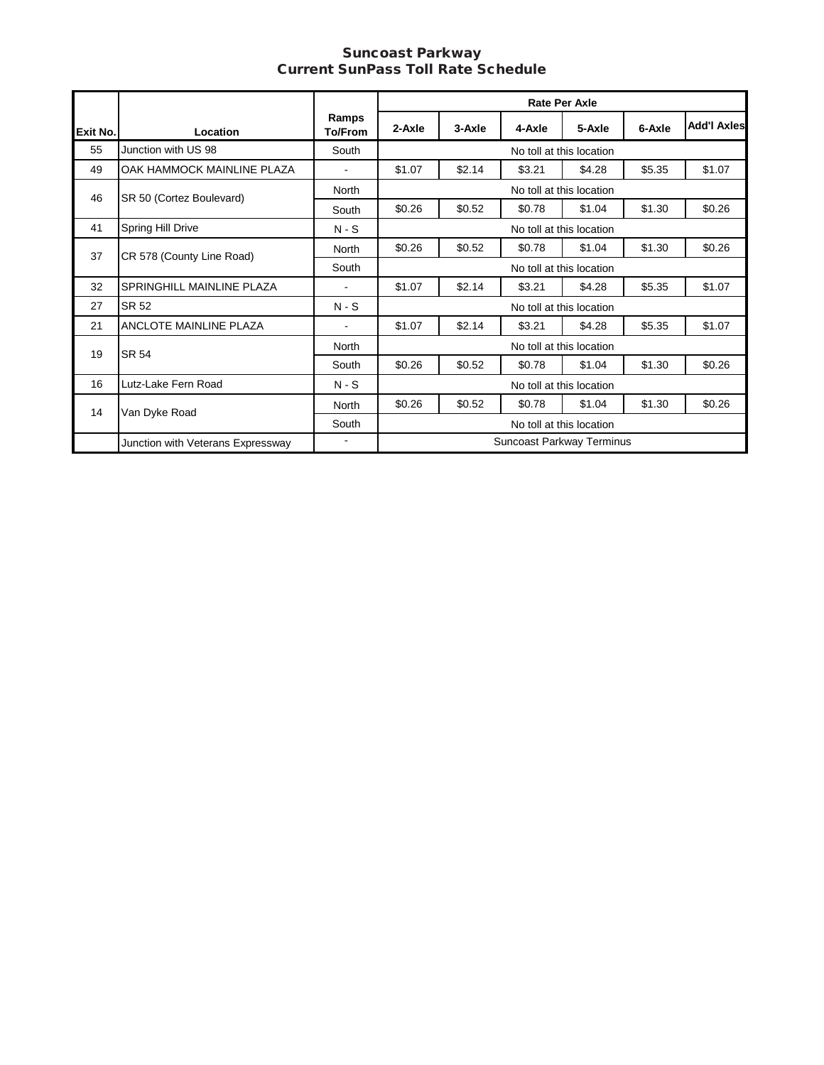# Suncoast Parkway
## Current SunPass Toll Rate Schedule

| Exit No. | Location | Ramps To/From | Rate Per Axle | | | | | |
|---|---|---|---|---|---|---|---|---|
| | | | 2-Axle | 3-Axle | 4-Axle | 5-Axle | 6-Axle | Add'l Axles |
| 55 | Junction with US 98 | South | No toll at this location | | | | | |
| 49 | OAK HAMMOCK MAINLINE PLAZA | - | $1.07 | $2.14 | $3.21 | $4.28 | $5.35 | $1.07 |
| 46 | SR 50 (Cortez Boulevard) | North | No toll at this location | | | | | |
| | | South | $0.26 | $0.52 | $0.78 | $1.04 | $1.30 | $0.26 |
| 41 | Spring Hill Drive | N - S | No toll at this location | | | | | |
| 37 | CR 578 (County Line Road) | North | $0.26 | $0.52 | $0.78 | $1.04 | $1.30 | $0.26 |
| | | South | No toll at this location | | | | | |
| 32 | SPRINGHILL MAINLINE PLAZA | - | $1.07 | $2.14 | $3.21 | $4.28 | $5.35 | $1.07 |
| 27 | SR 52 | N - S | No toll at this location | | | | | |
| 21 | ANCLOTE MAINLINE PLAZA | - | $1.07 | $2.14 | $3.21 | $4.28 | $5.35 | $1.07 |
| 19 | SR 54 | North | No toll at this location | | | | | |
| | | South | $0.26 | $0.52 | $0.78 | $1.04 | $1.30 | $0.26 |
| 16 | Lutz-Lake Fern Road | N - S | No toll at this location | | | | | |
| 14 | Van Dyke Road | North | $0.26 | $0.52 | $0.78 | $1.04 | $1.30 | $0.26 |
| | | South | No toll at this location | | | | | |
| | Junction with Veterans Expressway | - | Suncoast Parkway Terminus | | | | | |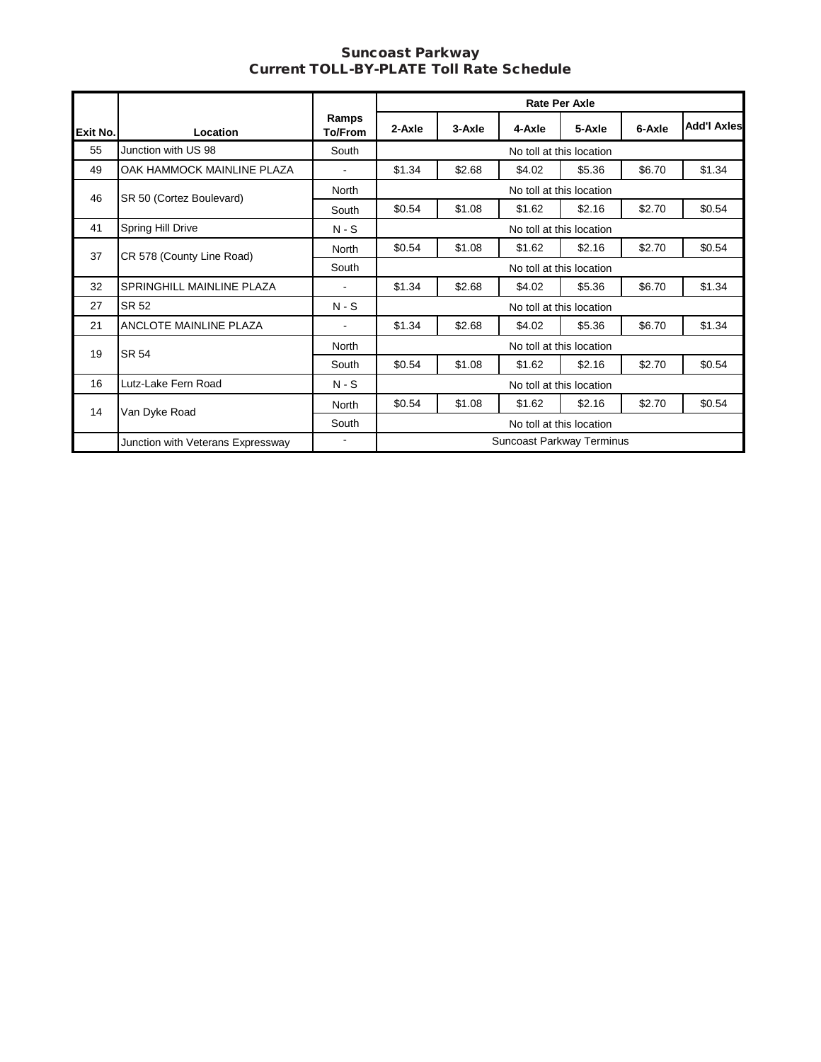# Suncoast Parkway
## Current TOLL-BY-PLATE Toll Rate Schedule

| Exit No. | Location | Ramps To/From | Rate Per Axle | | | | | |
|---|---|---|---|---|---|---|---|---|
| | | | 2-Axle | 3-Axle | 4-Axle | 5-Axle | 6-Axle | Add'l Axles |
| 55 | Junction with US 98 | South | No toll at this location | | | | | |
| 49 | OAK HAMMOCK MAINLINE PLAZA | - | $1.34 | $2.68 | $4.02 | $5.36 | $6.70 | $1.34 |
| 46 | SR 50 (Cortez Boulevard) | North | No toll at this location | | | | | |
| | | South | $0.54 | $1.08 | $1.62 | $2.16 | $2.70 | $0.54 |
| 41 | Spring Hill Drive | N - S | No toll at this location | | | | | |
| 37 | CR 578 (County Line Road) | North | $0.54 | $1.08 | $1.62 | $2.16 | $2.70 | $0.54 |
| | | South | No toll at this location | | | | | |
| 32 | SPRINGHILL MAINLINE PLAZA | - | $1.34 | $2.68 | $4.02 | $5.36 | $6.70 | $1.34 |
| 27 | SR 52 | N - S | No toll at this location | | | | | |
| 21 | ANCLOTE MAINLINE PLAZA | - | $1.34 | $2.68 | $4.02 | $5.36 | $6.70 | $1.34 |
| 19 | SR 54 | North | No toll at this location | | | | | |
| | | South | $0.54 | $1.08 | $1.62 | $2.16 | $2.70 | $0.54 |
| 16 | Lutz-Lake Fern Road | N - S | No toll at this location | | | | | |
| 14 | Van Dyke Road | North | $0.54 | $1.08 | $1.62 | $2.16 | $2.70 | $0.54 |
| | | South | No toll at this location | | | | | |
| | Junction with Veterans Expressway | - | Suncoast Parkway Terminus | | | | | |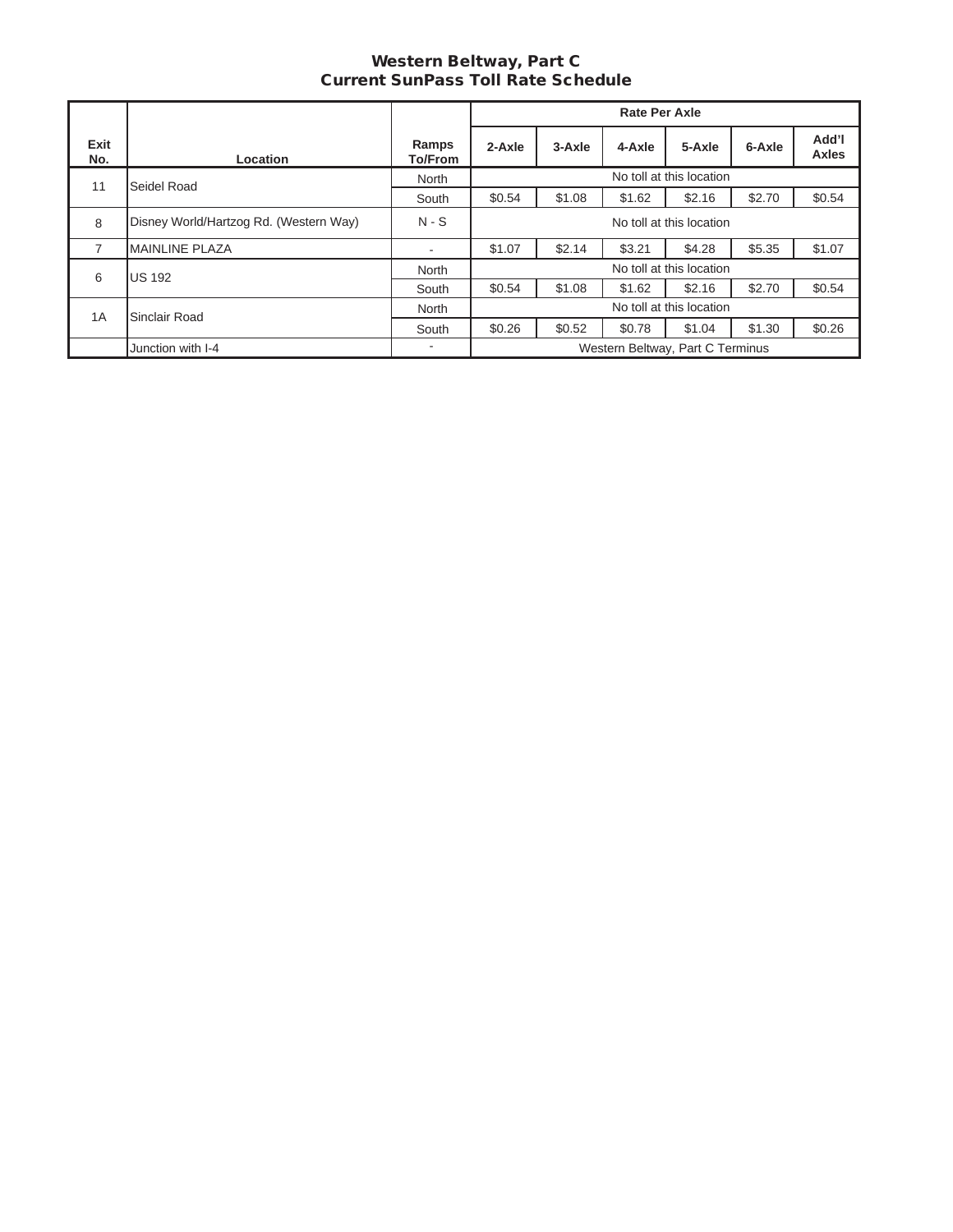## Western Beltway, Part C
## Current SunPass Toll Rate Schedule

| Exit No. | Location | Ramps To/From | Rate Per Axle | | | | | |
|---|---|---|---|---|---|---|---|---|
| | | | 2-Axle | 3-Axle | 4-Axle | 5-Axle | 6-Axle | Add'l Axles |
| 11 | Seidel Road | North | No toll at this location | | | | | |
| | | South | $0.54 | $1.08 | $1.62 | $2.16 | $2.70 | $0.54 |
| 8 | Disney World/Hartzog Rd. (Western Way) | N - S | No toll at this location | | | | | |
| 7 | MAINLINE PLAZA | - | $1.07 | $2.14 | $3.21 | $4.28 | $5.35 | $1.07 |
| 6 | US 192 | North | No toll at this location | | | | | |
| | | South | $0.54 | $1.08 | $1.62 | $2.16 | $2.70 | $0.54 |
| 1A | Sinclair Road | North | No toll at this location | | | | | |
| | | South | $0.26 | $0.52 | $0.78 | $1.04 | $1.30 | $0.26 |
| | Junction with I-4 | - | Western Beltway, Part C Terminus | | | | | |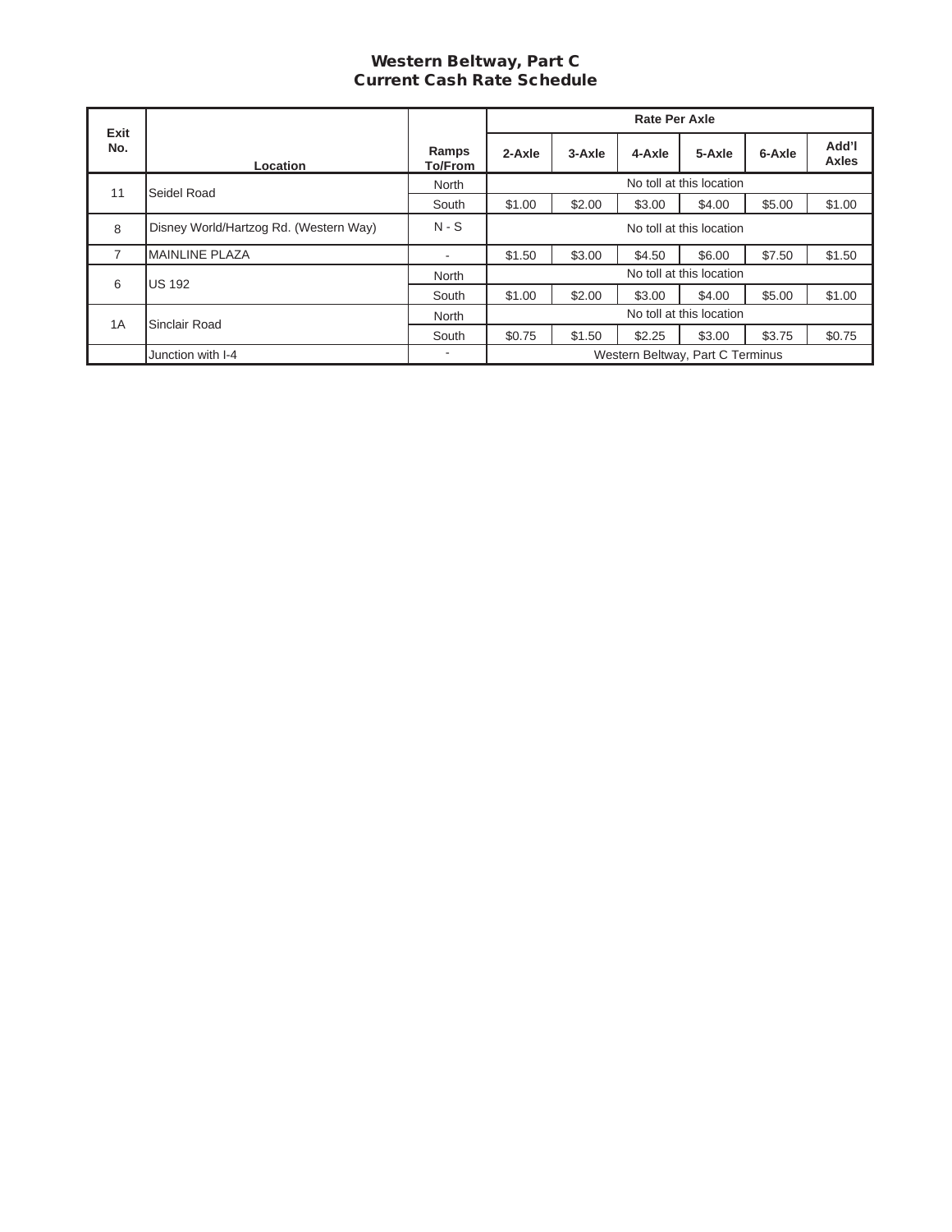# Western Beltway, Part C
## Current Cash Rate Schedule

| Exit No. | Location | Ramps To/From | Rate Per Axle | | | | | |
|---|---|---|---|---|---|---|---|---|
| | | | 2-Axle | 3-Axle | 4-Axle | 5-Axle | 6-Axle | Add'l Axles |
| 11 | Seidel Road | North | No toll at this location | | | | | |
| | | South | $1.00 | $2.00 | $3.00 | $4.00 | $5.00 | $1.00 |
| 8 | Disney World/Hartzog Rd. (Western Way) | N - S | No toll at this location | | | | | |
| 7 | MAINLINE PLAZA | - | $1.50 | $3.00 | $4.50 | $6.00 | $7.50 | $1.50 |
| 6 | US 192 | North | No toll at this location | | | | | |
| | | South | $1.00 | $2.00 | $3.00 | $4.00 | $5.00 | $1.00 |
| 1A | Sinclair Road | North | No toll at this location | | | | | |
| | | South | $0.75 | $1.50 | $2.25 | $3.00 | $3.75 | $0.75 |
| | Junction with I-4 | - | Western Beltway, Part C Terminus | | | | | |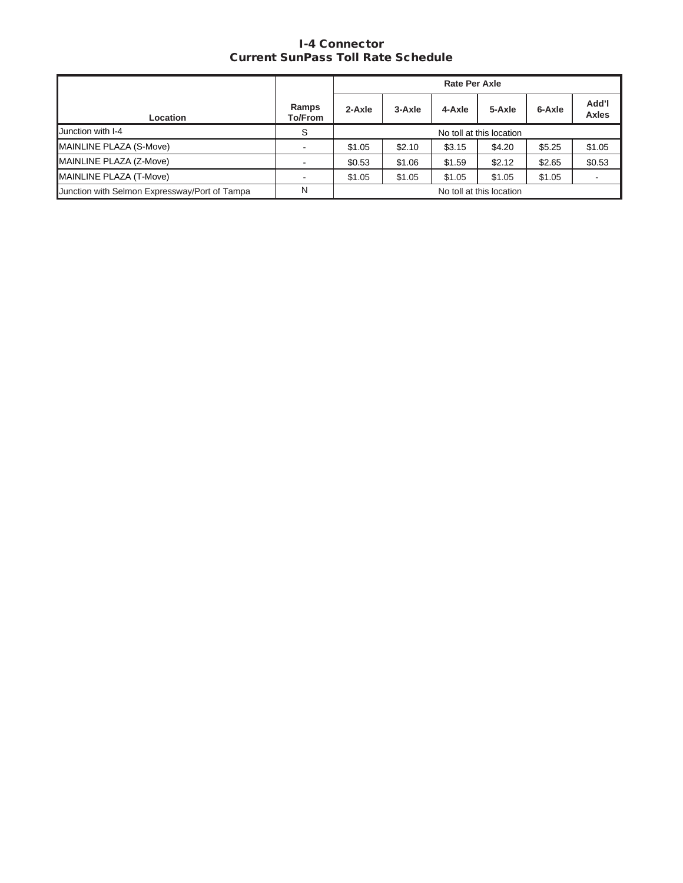# I-4 Connector
## Current SunPass Toll Rate Schedule

| Location | Ramps To/From | Rate Per Axle | | | | | |
|---|---|---|---|---|---|---|---|
| | | 2-Axle | 3-Axle | 4-Axle | 5-Axle | 6-Axle | Add'l Axles |
| Junction with I-4 | S | No toll at this location | | | | | |
| MAINLINE PLAZA (S-Move) | - | $1.05 | $2.10 | $3.15 | $4.20 | $5.25 | $1.05 |
| MAINLINE PLAZA (Z-Move) | - | $0.53 | $1.06 | $1.59 | $2.12 | $2.65 | $0.53 |
| MAINLINE PLAZA (T-Move) | - | $1.05 | $1.05 | $1.05 | $1.05 | $1.05 | - |
| Junction with Selmon Expressway/Port of Tampa | N | No toll at this location | | | | | |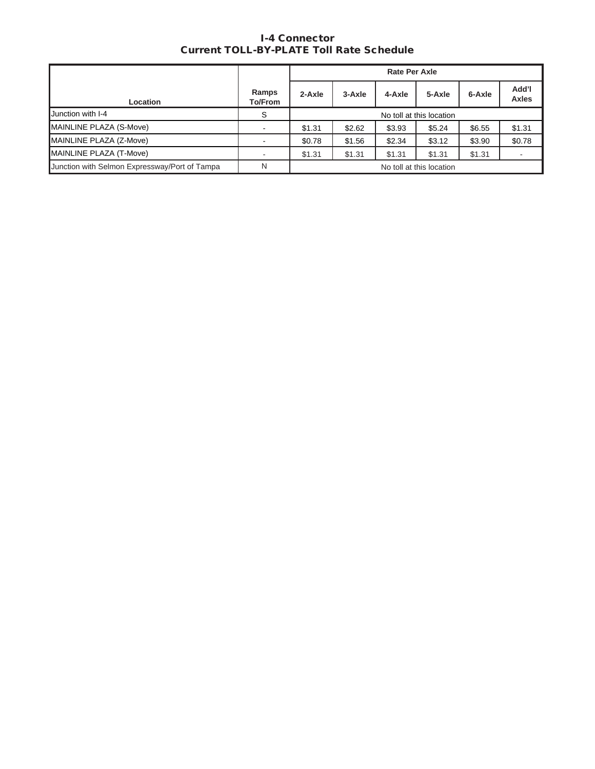# I-4 Connector
## Current TOLL-BY-PLATE Toll Rate Schedule

| Location | Ramps To/From | Rate Per Axle | | | | | |
|---|---|---|---|---|---|---|---|
| | | 2-Axle | 3-Axle | 4-Axle | 5-Axle | 6-Axle | Add'l Axles |
| Junction with I-4 | S | No toll at this location | | | | | |
| MAINLINE PLAZA (S-Move) | - | $1.31 | $2.62 | $3.93 | $5.24 | $6.55 | $1.31 |
| MAINLINE PLAZA (Z-Move) | - | $0.78 | $1.56 | $2.34 | $3.12 | $3.90 | $0.78 |
| MAINLINE PLAZA (T-Move) | - | $1.31 | $1.31 | $1.31 | $1.31 | $1.31 | - |
| Junction with Selmon Expressway/Port of Tampa | N | No toll at this location | | | | | |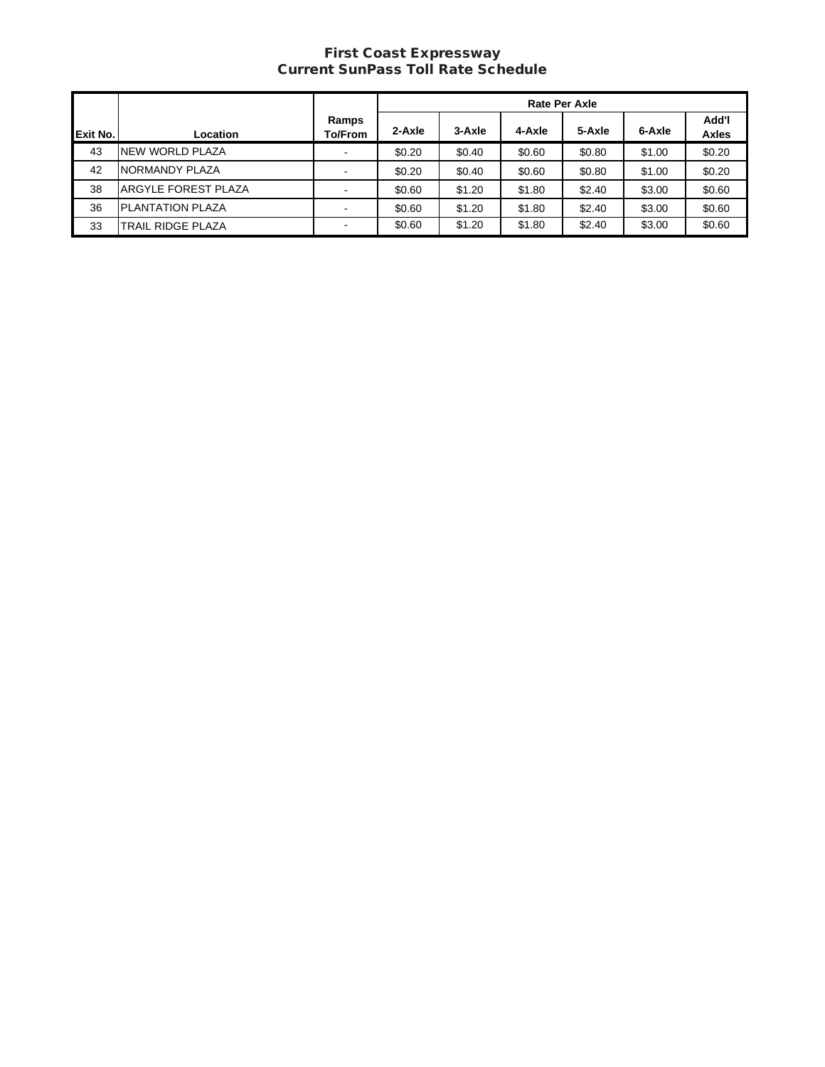# First Coast Expressway
## Current SunPass Toll Rate Schedule

| Exit No. | Location | Ramps To/From | Rate Per Axle | | | | | |
|---|---|---|---|---|---|---|---|---|
| | | | 2-Axle | 3-Axle | 4-Axle | 5-Axle | 6-Axle | Add'l Axles |
| 43 | NEW WORLD PLAZA | - | $0.20 | $0.40 | $0.60 | $0.80 | $1.00 | $0.20 |
| 42 | NORMANDY PLAZA | - | $0.20 | $0.40 | $0.60 | $0.80 | $1.00 | $0.20 |
| 38 | ARGYLE FOREST PLAZA | - | $0.60 | $1.20 | $1.80 | $2.40 | $3.00 | $0.60 |
| 36 | PLANTATION PLAZA | - | $0.60 | $1.20 | $1.80 | $2.40 | $3.00 | $0.60 |
| 33 | TRAIL RIDGE PLAZA | - | $0.60 | $1.20 | $1.80 | $2.40 | $3.00 | $0.60 |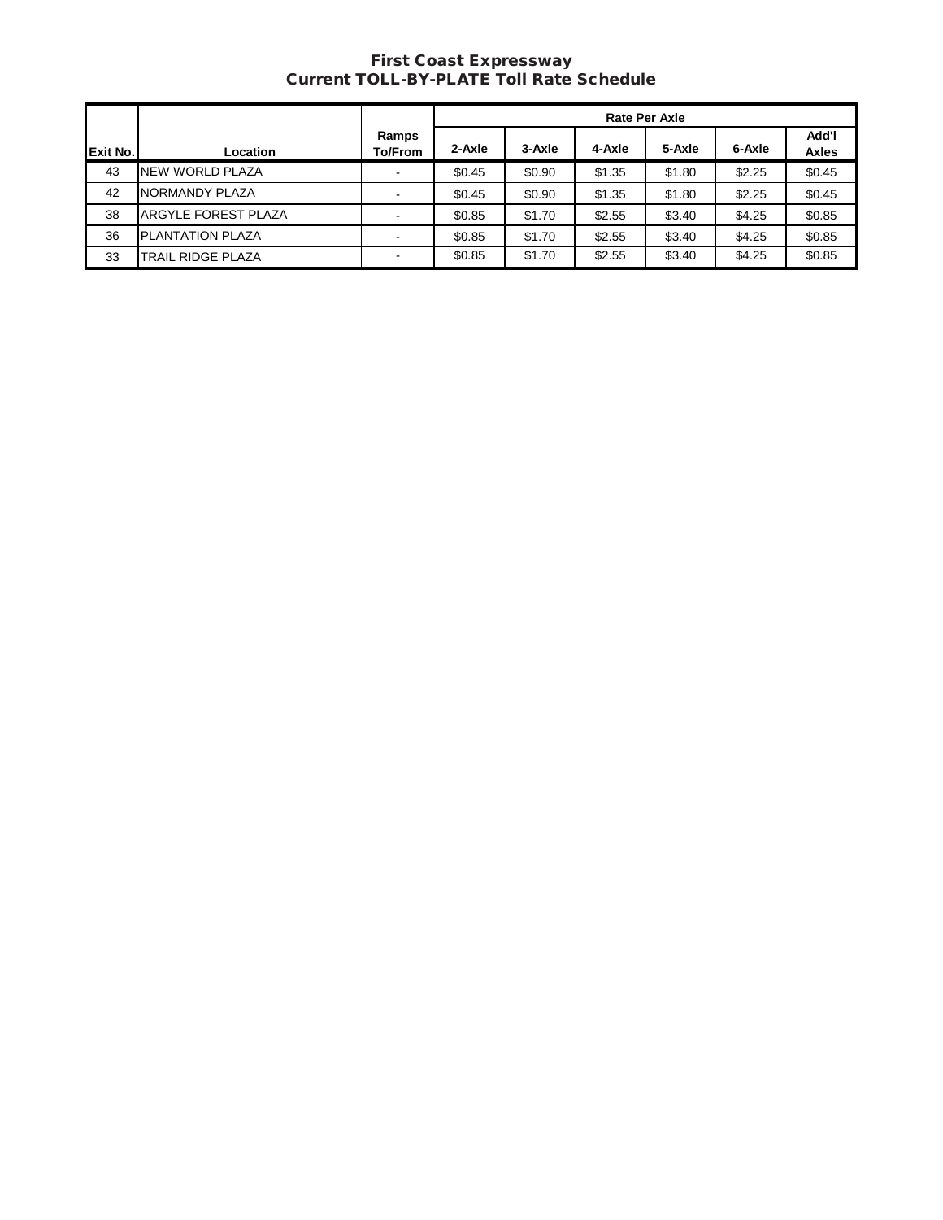# First Coast Expressway
## Current TOLL-BY-PLATE Toll Rate Schedule

| | | | Rate Per Axle | | | | | |
|---|---|---|---|---|---|---|---|---|
| Exit No. | Location | Ramps To/From | 2-Axle | 3-Axle | 4-Axle | 5-Axle | 6-Axle | Add'l Axles |
| 43 | NEW WORLD PLAZA | - | $0.45 | $0.90 | $1.35 | $1.80 | $2.25 | $0.45 |
| 42 | NORMANDY PLAZA | - | $0.45 | $0.90 | $1.35 | $1.80 | $2.25 | $0.45 |
| 38 | ARGYLE FOREST PLAZA | - | $0.85 | $1.70 | $2.55 | $3.40 | $4.25 | $0.85 |
| 36 | PLANTATION PLAZA | - | $0.85 | $1.70 | $2.55 | $3.40 | $4.25 | $0.85 |
| 33 | TRAIL RIDGE PLAZA | - | $0.85 | $1.70 | $2.55 | $3.40 | $4.25 | $0.85 |